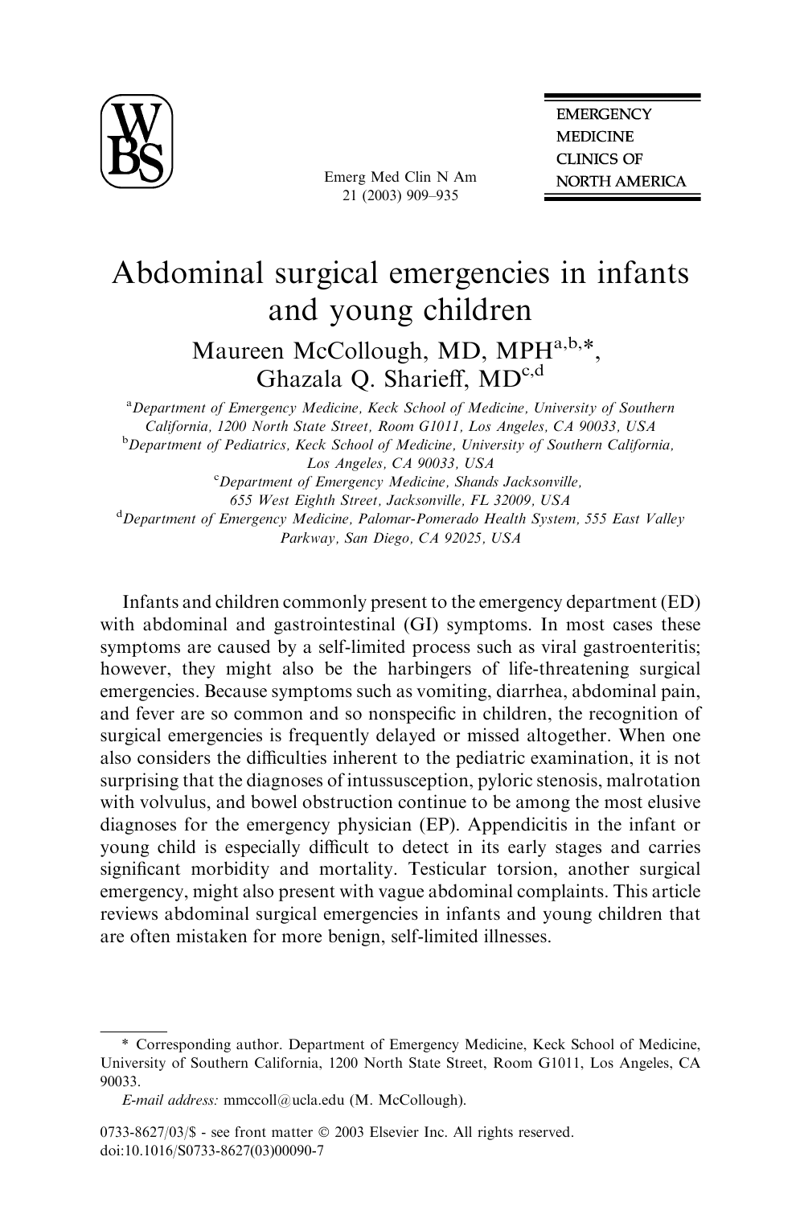# Abdominal surgical emergencies in infants and young children

Maureen McCollough, MD, MPH[a,b,*], Ghazala Q. Sharieff, MD[c,d]

[a]*Department of Emergency Medicine, Keck School of Medicine, University of Southern California, 1200 North State Street, Room G1011, Los Angeles, CA 90033, USA*

[b]*Department of Pediatrics, Keck School of Medicine, University of Southern California, Los Angeles, CA 90033, USA*

[c]*Department of Emergency Medicine, Shands Jacksonville, 655 West Eighth Street, Jacksonville, FL 32009, USA*

[d]*Department of Emergency Medicine, Palomar-Pomerado Health System, 555 East Valley Parkway, San Diego, CA 92025, USA*

Infants and children commonly present to the emergency department (ED) with abdominal and gastrointestinal (GI) symptoms. In most cases these symptoms are caused by a self-limited process such as viral gastroenteritis; however, they might also be the harbingers of life-threatening surgical emergencies. Because symptoms such as vomiting, diarrhea, abdominal pain, and fever are so common and so nonspecific in children, the recognition of surgical emergencies is frequently delayed or missed altogether. When one also considers the difficulties inherent to the pediatric examination, it is not surprising that the diagnoses of intussusception, pyloric stenosis, malrotation with volvulus, and bowel obstruction continue to be among the most elusive diagnoses for the emergency physician (EP). Appendicitis in the infant or young child is especially difficult to detect in its early stages and carries significant morbidity and mortality. Testicular torsion, another surgical emergency, might also present with vague abdominal complaints. This article reviews abdominal surgical emergencies in infants and young children that are often mistaken for more benign, self-limited illnesses.

---

\* Corresponding author. Department of Emergency Medicine, Keck School of Medicine, University of Southern California, 1200 North State Street, Room G1011, Los Angeles, CA 90033.

*E-mail address:* mmccoll@ucla.edu (M. McCollough).

0733-8627/03/$ - see front matter © 2003 Elsevier Inc. All rights reserved.
doi:10.1016/S0733-8627(03)00090-7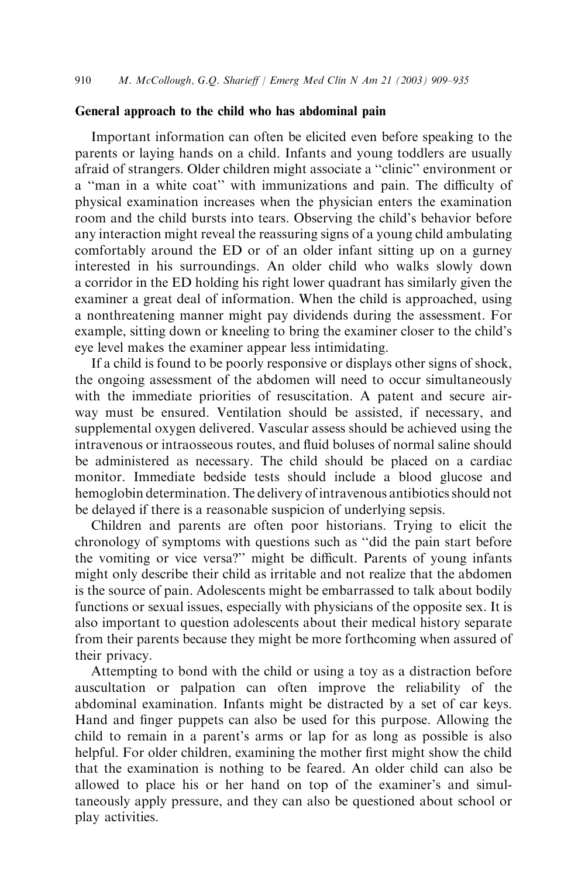## General approach to the child who has abdominal pain

Important information can often be elicited even before speaking to the parents or laying hands on a child. Infants and young toddlers are usually afraid of strangers. Older children might associate a ''clinic'' environment or a ''man in a white coat'' with immunizations and pain. The difficulty of physical examination increases when the physician enters the examination room and the child bursts into tears. Observing the child's behavior before any interaction might reveal the reassuring signs of a young child ambulating comfortably around the ED or of an older infant sitting up on a gurney interested in his surroundings. An older child who walks slowly down a corridor in the ED holding his right lower quadrant has similarly given the examiner a great deal of information. When the child is approached, using a nonthreatening manner might pay dividends during the assessment. For example, sitting down or kneeling to bring the examiner closer to the child's eye level makes the examiner appear less intimidating.

If a child is found to be poorly responsive or displays other signs of shock, the ongoing assessment of the abdomen will need to occur simultaneously with the immediate priorities of resuscitation. A patent and secure airway must be ensured. Ventilation should be assisted, if necessary, and supplemental oxygen delivered. Vascular assess should be achieved using the intravenous or intraosseous routes, and fluid boluses of normal saline should be administered as necessary. The child should be placed on a cardiac monitor. Immediate bedside tests should include a blood glucose and hemoglobin determination. The delivery of intravenous antibiotics should not be delayed if there is a reasonable suspicion of underlying sepsis.

Children and parents are often poor historians. Trying to elicit the chronology of symptoms with questions such as ''did the pain start before the vomiting or vice versa?'' might be difficult. Parents of young infants might only describe their child as irritable and not realize that the abdomen is the source of pain. Adolescents might be embarrassed to talk about bodily functions or sexual issues, especially with physicians of the opposite sex. It is also important to question adolescents about their medical history separate from their parents because they might be more forthcoming when assured of their privacy.

Attempting to bond with the child or using a toy as a distraction before auscultation or palpation can often improve the reliability of the abdominal examination. Infants might be distracted by a set of car keys. Hand and finger puppets can also be used for this purpose. Allowing the child to remain in a parent's arms or lap for as long as possible is also helpful. For older children, examining the mother first might show the child that the examination is nothing to be feared. An older child can also be allowed to place his or her hand on top of the examiner's and simultaneously apply pressure, and they can also be questioned about school or play activities.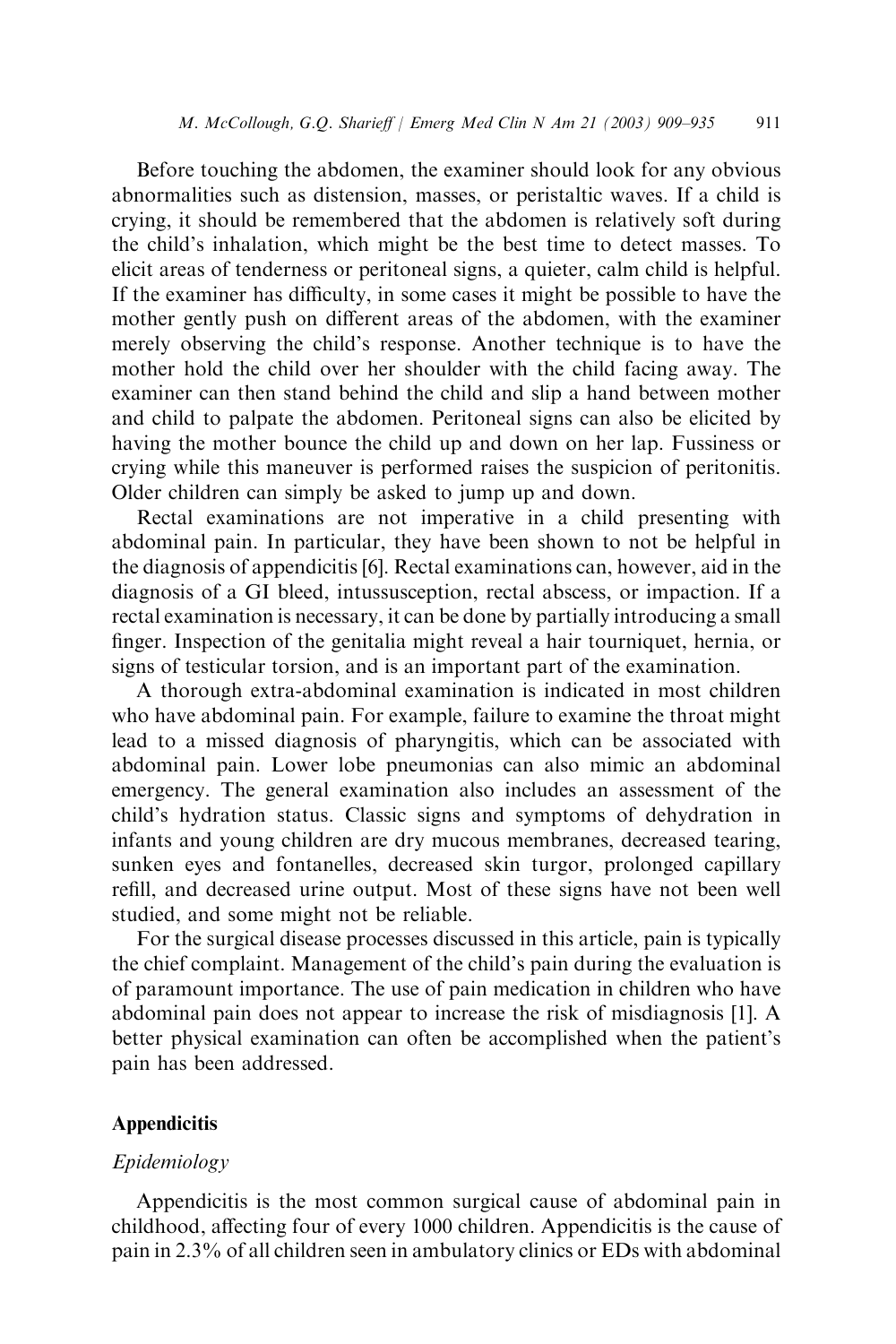Before touching the abdomen, the examiner should look for any obvious abnormalities such as distension, masses, or peristaltic waves. If a child is crying, it should be remembered that the abdomen is relatively soft during the child's inhalation, which might be the best time to detect masses. To elicit areas of tenderness or peritoneal signs, a quieter, calm child is helpful. If the examiner has difficulty, in some cases it might be possible to have the mother gently push on different areas of the abdomen, with the examiner merely observing the child's response. Another technique is to have the mother hold the child over her shoulder with the child facing away. The examiner can then stand behind the child and slip a hand between mother and child to palpate the abdomen. Peritoneal signs can also be elicited by having the mother bounce the child up and down on her lap. Fussiness or crying while this maneuver is performed raises the suspicion of peritonitis. Older children can simply be asked to jump up and down.

Rectal examinations are not imperative in a child presenting with abdominal pain. In particular, they have been shown to not be helpful in the diagnosis of appendicitis [6]. Rectal examinations can, however, aid in the diagnosis of a GI bleed, intussusception, rectal abscess, or impaction. If a rectal examination is necessary, it can be done by partially introducing a small finger. Inspection of the genitalia might reveal a hair tourniquet, hernia, or signs of testicular torsion, and is an important part of the examination.

A thorough extra-abdominal examination is indicated in most children who have abdominal pain. For example, failure to examine the throat might lead to a missed diagnosis of pharyngitis, which can be associated with abdominal pain. Lower lobe pneumonias can also mimic an abdominal emergency. The general examination also includes an assessment of the child's hydration status. Classic signs and symptoms of dehydration in infants and young children are dry mucous membranes, decreased tearing, sunken eyes and fontanelles, decreased skin turgor, prolonged capillary refill, and decreased urine output. Most of these signs have not been well studied, and some might not be reliable.

For the surgical disease processes discussed in this article, pain is typically the chief complaint. Management of the child's pain during the evaluation is of paramount importance. The use of pain medication in children who have abdominal pain does not appear to increase the risk of misdiagnosis [1]. A better physical examination can often be accomplished when the patient's pain has been addressed.

## Appendicitis

### *Epidemiology*

Appendicitis is the most common surgical cause of abdominal pain in childhood, affecting four of every 1000 children. Appendicitis is the cause of pain in 2.3% of all children seen in ambulatory clinics or EDs with abdominal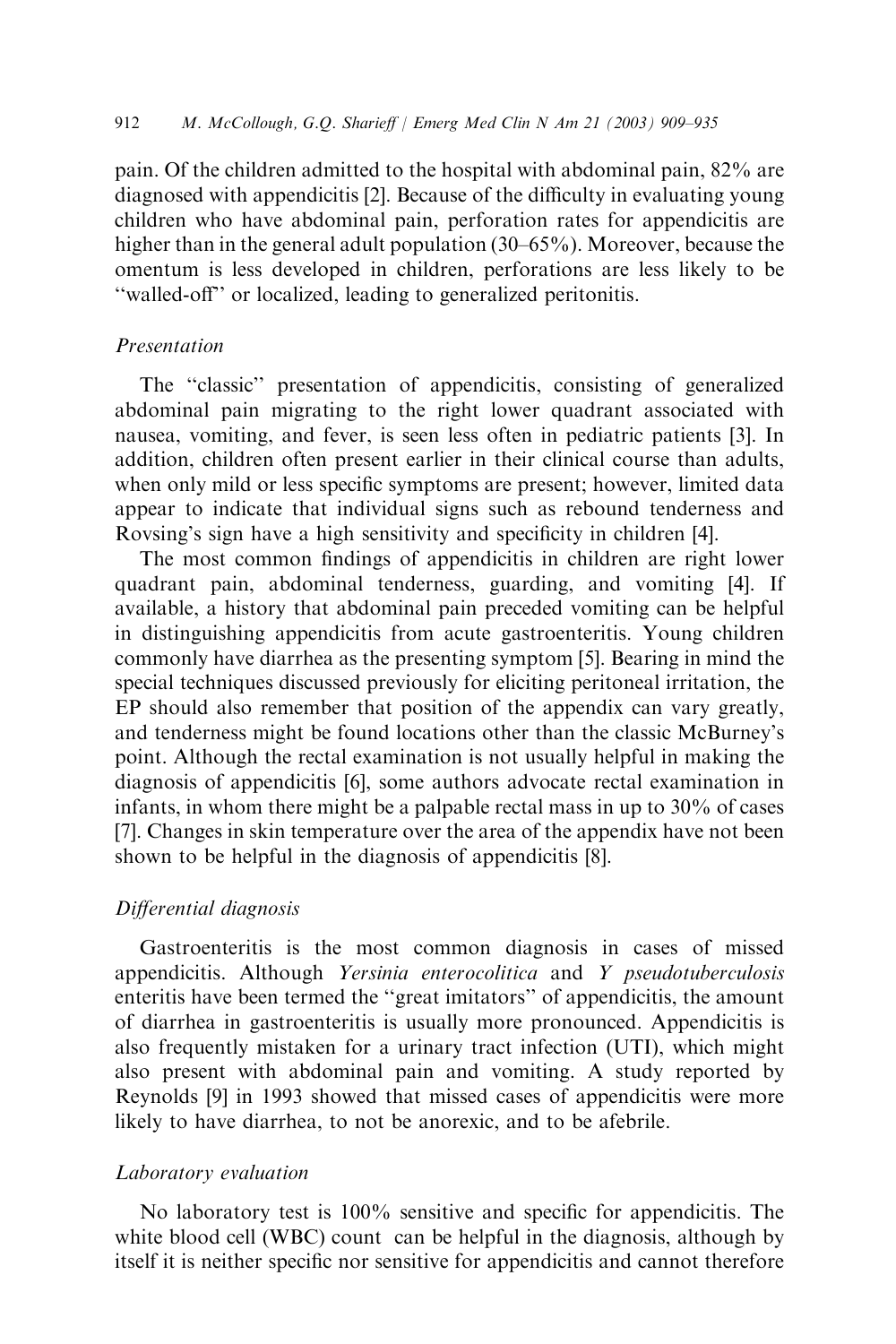pain. Of the children admitted to the hospital with abdominal pain, 82% are diagnosed with appendicitis [2]. Because of the difficulty in evaluating young children who have abdominal pain, perforation rates for appendicitis are higher than in the general adult population (30–65%). Moreover, because the omentum is less developed in children, perforations are less likely to be ''walled-off'' or localized, leading to generalized peritonitis.

### *Presentation*

The ''classic'' presentation of appendicitis, consisting of generalized abdominal pain migrating to the right lower quadrant associated with nausea, vomiting, and fever, is seen less often in pediatric patients [3]. In addition, children often present earlier in their clinical course than adults, when only mild or less specific symptoms are present; however, limited data appear to indicate that individual signs such as rebound tenderness and Rovsing's sign have a high sensitivity and specificity in children [4].

The most common findings of appendicitis in children are right lower quadrant pain, abdominal tenderness, guarding, and vomiting [4]. If available, a history that abdominal pain preceded vomiting can be helpful in distinguishing appendicitis from acute gastroenteritis. Young children commonly have diarrhea as the presenting symptom [5]. Bearing in mind the special techniques discussed previously for eliciting peritoneal irritation, the EP should also remember that position of the appendix can vary greatly, and tenderness might be found locations other than the classic McBurney's point. Although the rectal examination is not usually helpful in making the diagnosis of appendicitis [6], some authors advocate rectal examination in infants, in whom there might be a palpable rectal mass in up to 30% of cases [7]. Changes in skin temperature over the area of the appendix have not been shown to be helpful in the diagnosis of appendicitis [8].

### *Differential diagnosis*

Gastroenteritis is the most common diagnosis in cases of missed appendicitis. Although *Yersinia enterocolitica* and *Y pseudotuberculosis* enteritis have been termed the ''great imitators'' of appendicitis, the amount of diarrhea in gastroenteritis is usually more pronounced. Appendicitis is also frequently mistaken for a urinary tract infection (UTI), which might also present with abdominal pain and vomiting. A study reported by Reynolds [9] in 1993 showed that missed cases of appendicitis were more likely to have diarrhea, to not be anorexic, and to be afebrile.

### *Laboratory evaluation*

No laboratory test is 100% sensitive and specific for appendicitis. The white blood cell (WBC) count can be helpful in the diagnosis, although by itself it is neither specific nor sensitive for appendicitis and cannot therefore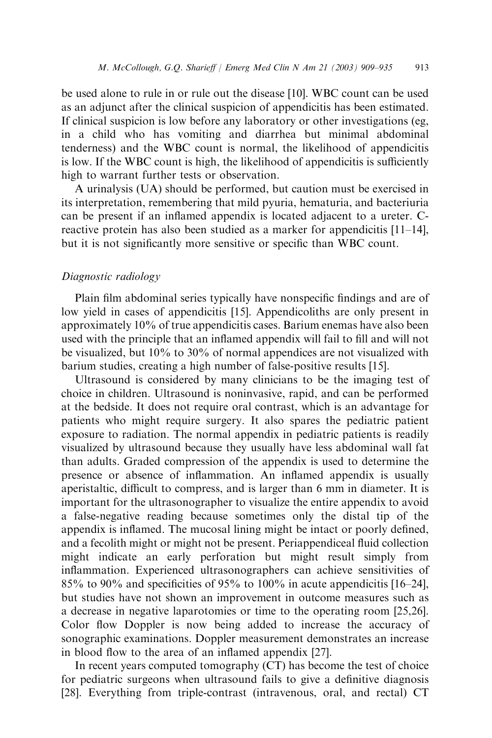be used alone to rule in or rule out the disease [10]. WBC count can be used as an adjunct after the clinical suspicion of appendicitis has been estimated. If clinical suspicion is low before any laboratory or other investigations (eg, in a child who has vomiting and diarrhea but minimal abdominal tenderness) and the WBC count is normal, the likelihood of appendicitis is low. If the WBC count is high, the likelihood of appendicitis is sufficiently high to warrant further tests or observation.

A urinalysis (UA) should be performed, but caution must be exercised in its interpretation, remembering that mild pyuria, hematuria, and bacteriuria can be present if an inflamed appendix is located adjacent to a ureter. C-reactive protein has also been studied as a marker for appendicitis [11–14], but it is not significantly more sensitive or specific than WBC count.

### *Diagnostic radiology*

Plain film abdominal series typically have nonspecific findings and are of low yield in cases of appendicitis [15]. Appendicoliths are only present in approximately 10% of true appendicitis cases. Barium enemas have also been used with the principle that an inflamed appendix will fail to fill and will not be visualized, but 10% to 30% of normal appendices are not visualized with barium studies, creating a high number of false-positive results [15].

Ultrasound is considered by many clinicians to be the imaging test of choice in children. Ultrasound is noninvasive, rapid, and can be performed at the bedside. It does not require oral contrast, which is an advantage for patients who might require surgery. It also spares the pediatric patient exposure to radiation. The normal appendix in pediatric patients is readily visualized by ultrasound because they usually have less abdominal wall fat than adults. Graded compression of the appendix is used to determine the presence or absence of inflammation. An inflamed appendix is usually aperistaltic, difficult to compress, and is larger than 6 mm in diameter. It is important for the ultrasonographer to visualize the entire appendix to avoid a false-negative reading because sometimes only the distal tip of the appendix is inflamed. The mucosal lining might be intact or poorly defined, and a fecolith might or might not be present. Periappendiceal fluid collection might indicate an early perforation but might result simply from inflammation. Experienced ultrasonographers can achieve sensitivities of 85% to 90% and specificities of 95% to 100% in acute appendicitis [16–24], but studies have not shown an improvement in outcome measures such as a decrease in negative laparotomies or time to the operating room [25,26]. Color flow Doppler is now being added to increase the accuracy of sonographic examinations. Doppler measurement demonstrates an increase in blood flow to the area of an inflamed appendix [27].

In recent years computed tomography (CT) has become the test of choice for pediatric surgeons when ultrasound fails to give a definitive diagnosis [28]. Everything from triple-contrast (intravenous, oral, and rectal) CT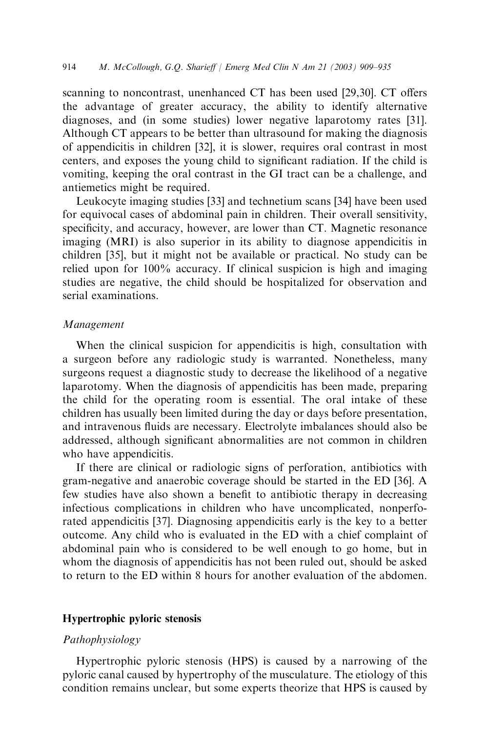scanning to noncontrast, unenhanced CT has been used [29,30]. CT offers the advantage of greater accuracy, the ability to identify alternative diagnoses, and (in some studies) lower negative laparotomy rates [31]. Although CT appears to be better than ultrasound for making the diagnosis of appendicitis in children [32], it is slower, requires oral contrast in most centers, and exposes the young child to significant radiation. If the child is vomiting, keeping the oral contrast in the GI tract can be a challenge, and antiemetics might be required.

Leukocyte imaging studies [33] and technetium scans [34] have been used for equivocal cases of abdominal pain in children. Their overall sensitivity, specificity, and accuracy, however, are lower than CT. Magnetic resonance imaging (MRI) is also superior in its ability to diagnose appendicitis in children [35], but it might not be available or practical. No study can be relied upon for 100% accuracy. If clinical suspicion is high and imaging studies are negative, the child should be hospitalized for observation and serial examinations.

### *Management*

When the clinical suspicion for appendicitis is high, consultation with a surgeon before any radiologic study is warranted. Nonetheless, many surgeons request a diagnostic study to decrease the likelihood of a negative laparotomy. When the diagnosis of appendicitis has been made, preparing the child for the operating room is essential. The oral intake of these children has usually been limited during the day or days before presentation, and intravenous fluids are necessary. Electrolyte imbalances should also be addressed, although significant abnormalities are not common in children who have appendicitis.

If there are clinical or radiologic signs of perforation, antibiotics with gram-negative and anaerobic coverage should be started in the ED [36]. A few studies have also shown a benefit to antibiotic therapy in decreasing infectious complications in children who have uncomplicated, nonperforated appendicitis [37]. Diagnosing appendicitis early is the key to a better outcome. Any child who is evaluated in the ED with a chief complaint of abdominal pain who is considered to be well enough to go home, but in whom the diagnosis of appendicitis has not been ruled out, should be asked to return to the ED within 8 hours for another evaluation of the abdomen.

## Hypertrophic pyloric stenosis

### *Pathophysiology*

Hypertrophic pyloric stenosis (HPS) is caused by a narrowing of the pyloric canal caused by hypertrophy of the musculature. The etiology of this condition remains unclear, but some experts theorize that HPS is caused by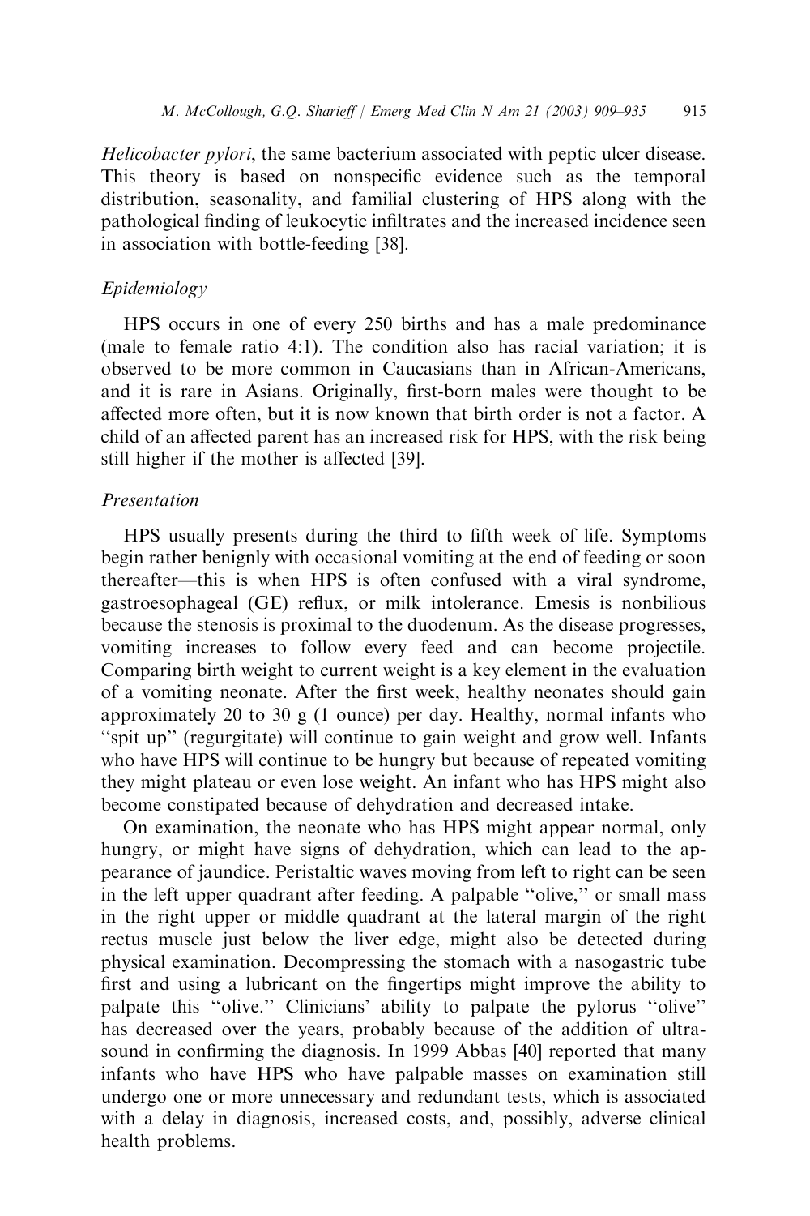*Helicobacter pylori*, the same bacterium associated with peptic ulcer disease. This theory is based on nonspecific evidence such as the temporal distribution, seasonality, and familial clustering of HPS along with the pathological finding of leukocytic infiltrates and the increased incidence seen in association with bottle-feeding [38].

### *Epidemiology*

HPS occurs in one of every 250 births and has a male predominance (male to female ratio 4:1). The condition also has racial variation; it is observed to be more common in Caucasians than in African-Americans, and it is rare in Asians. Originally, first-born males were thought to be affected more often, but it is now known that birth order is not a factor. A child of an affected parent has an increased risk for HPS, with the risk being still higher if the mother is affected [39].

### *Presentation*

HPS usually presents during the third to fifth week of life. Symptoms begin rather benignly with occasional vomiting at the end of feeding or soon thereafter—this is when HPS is often confused with a viral syndrome, gastroesophageal (GE) reflux, or milk intolerance. Emesis is nonbilious because the stenosis is proximal to the duodenum. As the disease progresses, vomiting increases to follow every feed and can become projectile. Comparing birth weight to current weight is a key element in the evaluation of a vomiting neonate. After the first week, healthy neonates should gain approximately 20 to 30 g (1 ounce) per day. Healthy, normal infants who "spit up" (regurgitate) will continue to gain weight and grow well. Infants who have HPS will continue to be hungry but because of repeated vomiting they might plateau or even lose weight. An infant who has HPS might also become constipated because of dehydration and decreased intake.

On examination, the neonate who has HPS might appear normal, only hungry, or might have signs of dehydration, which can lead to the appearance of jaundice. Peristaltic waves moving from left to right can be seen in the left upper quadrant after feeding. A palpable "olive," or small mass in the right upper or middle quadrant at the lateral margin of the right rectus muscle just below the liver edge, might also be detected during physical examination. Decompressing the stomach with a nasogastric tube first and using a lubricant on the fingertips might improve the ability to palpate this "olive." Clinicians' ability to palpate the pylorus "olive" has decreased over the years, probably because of the addition of ultrasound in confirming the diagnosis. In 1999 Abbas [40] reported that many infants who have HPS who have palpable masses on examination still undergo one or more unnecessary and redundant tests, which is associated with a delay in diagnosis, increased costs, and, possibly, adverse clinical health problems.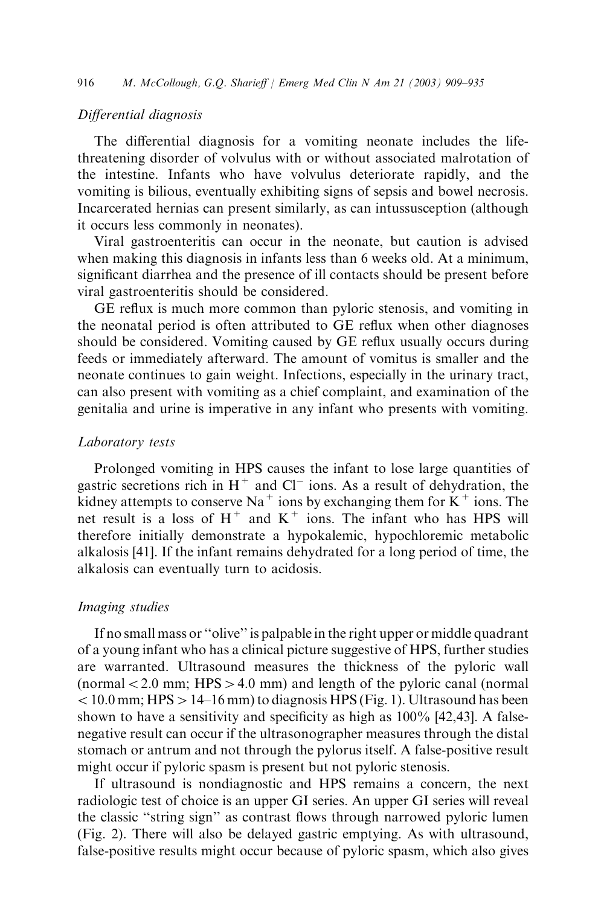### *Differential diagnosis*

The differential diagnosis for a vomiting neonate includes the life-threatening disorder of volvulus with or without associated malrotation of the intestine. Infants who have volvulus deteriorate rapidly, and the vomiting is bilious, eventually exhibiting signs of sepsis and bowel necrosis. Incarcerated hernias can present similarly, as can intussusception (although it occurs less commonly in neonates).

Viral gastroenteritis can occur in the neonate, but caution is advised when making this diagnosis in infants less than 6 weeks old. At a minimum, significant diarrhea and the presence of ill contacts should be present before viral gastroenteritis should be considered.

GE reflux is much more common than pyloric stenosis, and vomiting in the neonatal period is often attributed to GE reflux when other diagnoses should be considered. Vomiting caused by GE reflux usually occurs during feeds or immediately afterward. The amount of vomitus is smaller and the neonate continues to gain weight. Infections, especially in the urinary tract, can also present with vomiting as a chief complaint, and examination of the genitalia and urine is imperative in any infant who presents with vomiting.

### *Laboratory tests*

Prolonged vomiting in HPS causes the infant to lose large quantities of gastric secretions rich in $H^+$ and $Cl^-$ ions. As a result of dehydration, the kidney attempts to conserve $Na^+$ ions by exchanging them for $K^+$ ions. The net result is a loss of $H^+$ and $K^+$ ions. The infant who has HPS will therefore initially demonstrate a hypokalemic, hypochloremic metabolic alkalosis [41]. If the infant remains dehydrated for a long period of time, the alkalosis can eventually turn to acidosis.

### *Imaging studies*

If no small mass or "olive" is palpable in the right upper or middle quadrant of a young infant who has a clinical picture suggestive of HPS, further studies are warranted. Ultrasound measures the thickness of the pyloric wall (normal < 2.0 mm; HPS > 4.0 mm) and length of the pyloric canal (normal < 10.0 mm; HPS > 14–16 mm) to diagnosis HPS (Fig. 1). Ultrasound has been shown to have a sensitivity and specificity as high as 100% [42,43]. A false-negative result can occur if the ultrasonographer measures through the distal stomach or antrum and not through the pylorus itself. A false-positive result might occur if pyloric spasm is present but not pyloric stenosis.

If ultrasound is nondiagnostic and HPS remains a concern, the next radiologic test of choice is an upper GI series. An upper GI series will reveal the classic "string sign" as contrast flows through narrowed pyloric lumen (Fig. 2). There will also be delayed gastric emptying. As with ultrasound, false-positive results might occur because of pyloric spasm, which also gives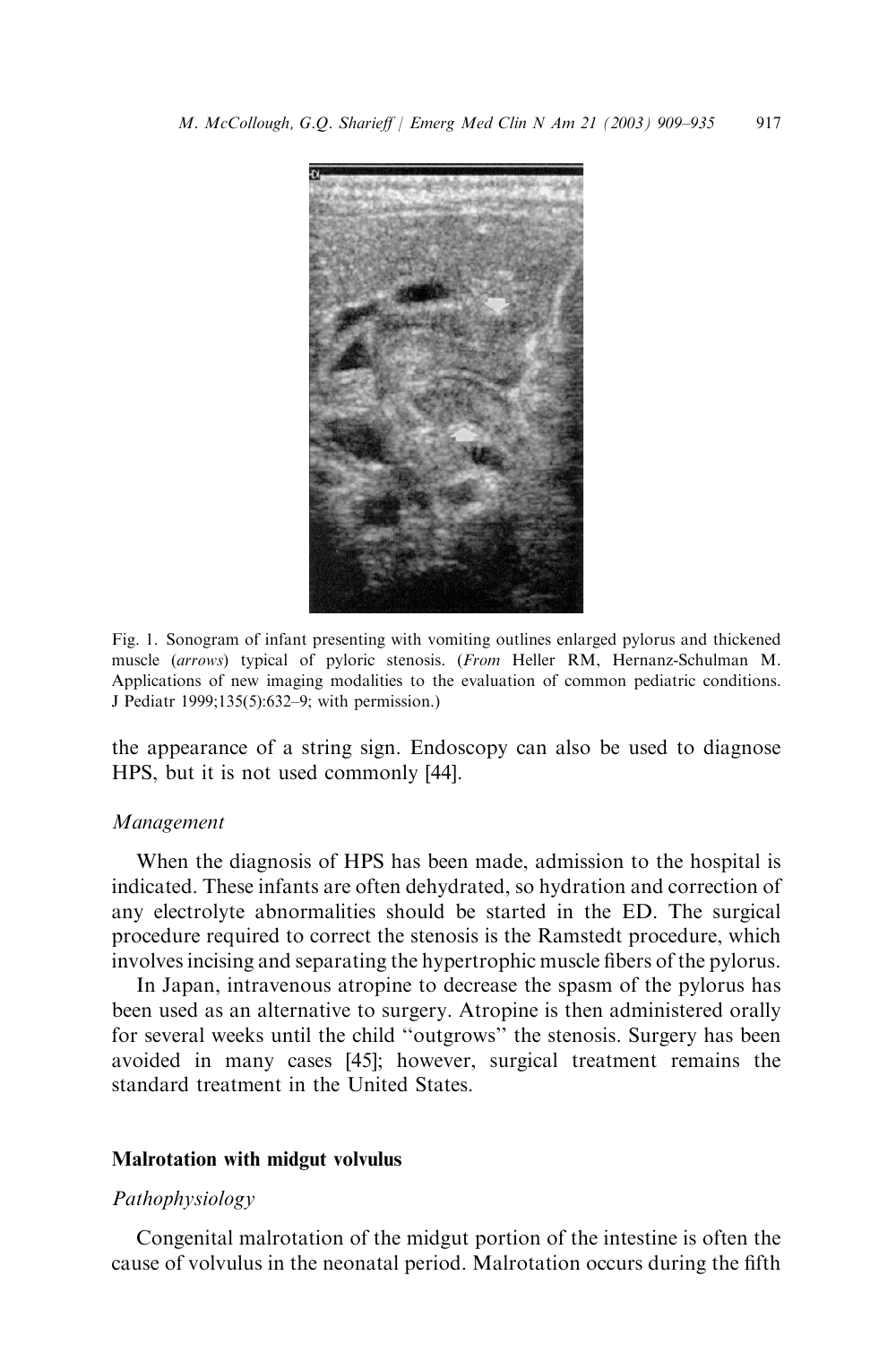Fig. 1. Sonogram of infant presenting with vomiting outlines enlarged pylorus and thickened muscle (*arrows*) typical of pyloric stenosis. (*From* Heller RM, Hernanz-Schulman M. Applications of new imaging modalities to the evaluation of common pediatric conditions. J Pediatr 1999;135(5):632–9; with permission.)

the appearance of a string sign. Endoscopy can also be used to diagnose HPS, but it is not used commonly [44].

### *Management*

When the diagnosis of HPS has been made, admission to the hospital is indicated. These infants are often dehydrated, so hydration and correction of any electrolyte abnormalities should be started in the ED. The surgical procedure required to correct the stenosis is the Ramstedt procedure, which involves incising and separating the hypertrophic muscle fibers of the pylorus.

In Japan, intravenous atropine to decrease the spasm of the pylorus has been used as an alternative to surgery. Atropine is then administered orally for several weeks until the child ''outgrows'' the stenosis. Surgery has been avoided in many cases [45]; however, surgical treatment remains the standard treatment in the United States.

## **Malrotation with midgut volvulus**

### *Pathophysiology*

Congenital malrotation of the midgut portion of the intestine is often the cause of volvulus in the neonatal period. Malrotation occurs during the fifth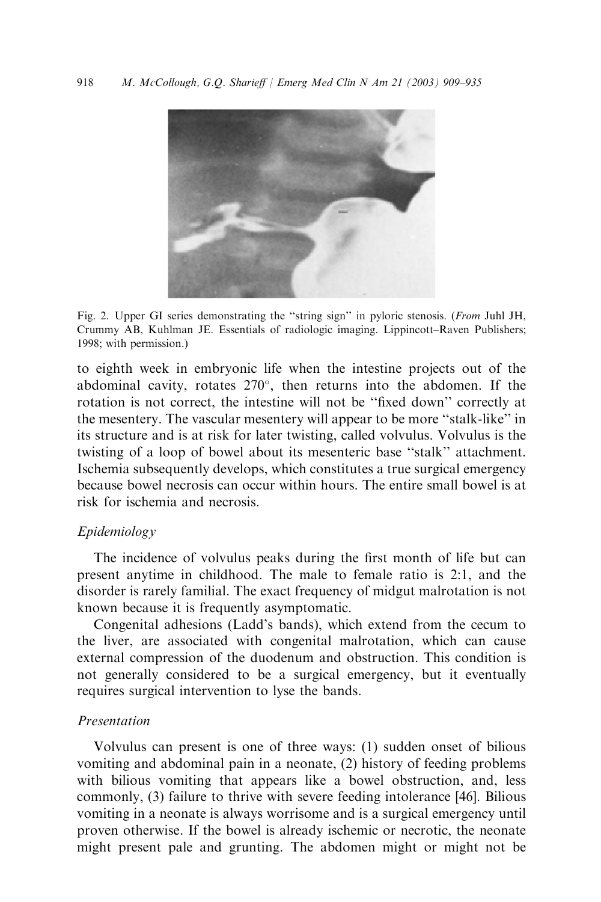Fig. 2. Upper GI series demonstrating the "string sign" in pyloric stenosis. (*From* Juhl JH, Crummy AB, Kuhlman JE. Essentials of radiologic imaging. Lippincott–Raven Publishers; 1998; with permission.)

to eighth week in embryonic life when the intestine projects out of the abdominal cavity, rotates 270°, then returns into the abdomen. If the rotation is not correct, the intestine will not be "fixed down" correctly at the mesentery. The vascular mesentery will appear to be more "stalk-like" in its structure and is at risk for later twisting, called volvulus. Volvulus is the twisting of a loop of bowel about its mesenteric base "stalk" attachment. Ischemia subsequently develops, which constitutes a true surgical emergency because bowel necrosis can occur within hours. The entire small bowel is at risk for ischemia and necrosis.

### *Epidemiology*

The incidence of volvulus peaks during the first month of life but can present anytime in childhood. The male to female ratio is 2:1, and the disorder is rarely familial. The exact frequency of midgut malrotation is not known because it is frequently asymptomatic.

Congenital adhesions (Ladd's bands), which extend from the cecum to the liver, are associated with congenital malrotation, which can cause external compression of the duodenum and obstruction. This condition is not generally considered to be a surgical emergency, but it eventually requires surgical intervention to lyse the bands.

### *Presentation*

Volvulus can present is one of three ways: (1) sudden onset of bilious vomiting and abdominal pain in a neonate, (2) history of feeding problems with bilious vomiting that appears like a bowel obstruction, and, less commonly, (3) failure to thrive with severe feeding intolerance [46]. Bilious vomiting in a neonate is always worrisome and is a surgical emergency until proven otherwise. If the bowel is already ischemic or necrotic, the neonate might present pale and grunting. The abdomen might or might not be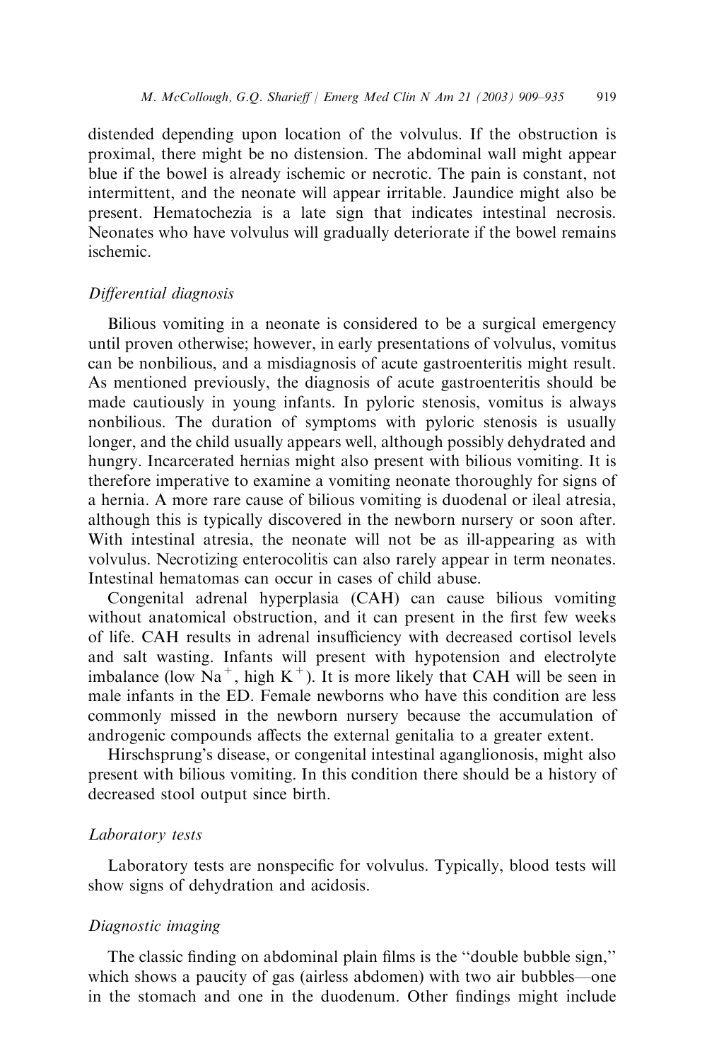distended depending upon location of the volvulus. If the obstruction is proximal, there might be no distension. The abdominal wall might appear blue if the bowel is already ischemic or necrotic. The pain is constant, not intermittent, and the neonate will appear irritable. Jaundice might also be present. Hematochezia is a late sign that indicates intestinal necrosis. Neonates who have volvulus will gradually deteriorate if the bowel remains ischemic.

### *Differential diagnosis*

Bilious vomiting in a neonate is considered to be a surgical emergency until proven otherwise; however, in early presentations of volvulus, vomitus can be nonbilious, and a misdiagnosis of acute gastroenteritis might result. As mentioned previously, the diagnosis of acute gastroenteritis should be made cautiously in young infants. In pyloric stenosis, vomitus is always nonbilious. The duration of symptoms with pyloric stenosis is usually longer, and the child usually appears well, although possibly dehydrated and hungry. Incarcerated hernias might also present with bilious vomiting. It is therefore imperative to examine a vomiting neonate thoroughly for signs of a hernia. A more rare cause of bilious vomiting is duodenal or ileal atresia, although this is typically discovered in the newborn nursery or soon after. With intestinal atresia, the neonate will not be as ill-appearing as with volvulus. Necrotizing enterocolitis can also rarely appear in term neonates. Intestinal hematomas can occur in cases of child abuse.

Congenital adrenal hyperplasia (CAH) can cause bilious vomiting without anatomical obstruction, and it can present in the first few weeks of life. CAH results in adrenal insufficiency with decreased cortisol levels and salt wasting. Infants will present with hypotension and electrolyte imbalance (low $Na^+$, high $K^+$). It is more likely that CAH will be seen in male infants in the ED. Female newborns who have this condition are less commonly missed in the newborn nursery because the accumulation of androgenic compounds affects the external genitalia to a greater extent.

Hirschsprung's disease, or congenital intestinal aganglionosis, might also present with bilious vomiting. In this condition there should be a history of decreased stool output since birth.

### *Laboratory tests*

Laboratory tests are nonspecific for volvulus. Typically, blood tests will show signs of dehydration and acidosis.

### *Diagnostic imaging*

The classic finding on abdominal plain films is the "double bubble sign," which shows a paucity of gas (airless abdomen) with two air bubbles—one in the stomach and one in the duodenum. Other findings might include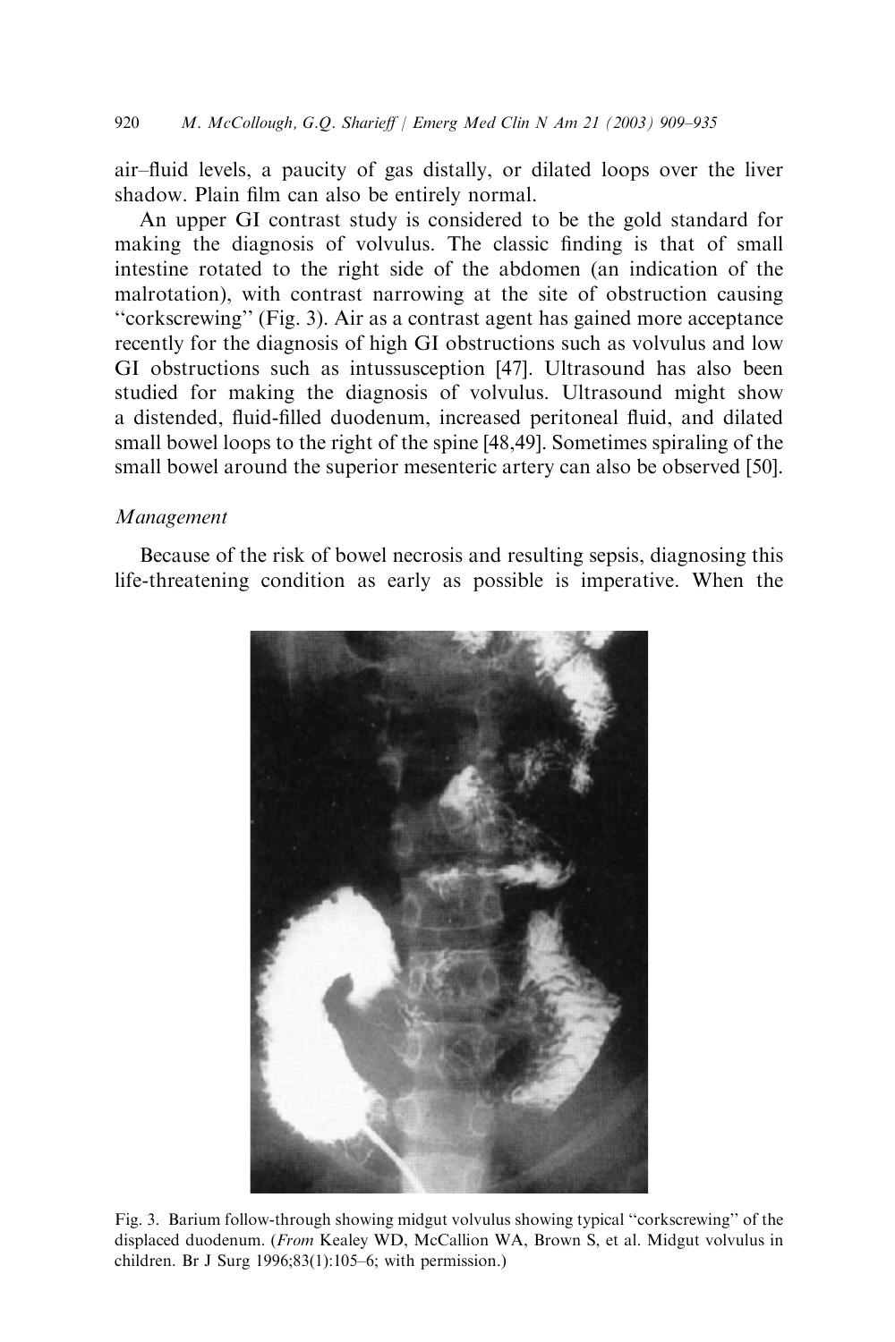air–fluid levels, a paucity of gas distally, or dilated loops over the liver shadow. Plain film can also be entirely normal.

An upper GI contrast study is considered to be the gold standard for making the diagnosis of volvulus. The classic finding is that of small intestine rotated to the right side of the abdomen (an indication of the malrotation), with contrast narrowing at the site of obstruction causing "corkscrewing" (Fig. 3). Air as a contrast agent has gained more acceptance recently for the diagnosis of high GI obstructions such as volvulus and low GI obstructions such as intussusception [47]. Ultrasound has also been studied for making the diagnosis of volvulus. Ultrasound might show a distended, fluid-filled duodenum, increased peritoneal fluid, and dilated small bowel loops to the right of the spine [48,49]. Sometimes spiraling of the small bowel around the superior mesenteric artery can also be observed [50].

### *Management*

Because of the risk of bowel necrosis and resulting sepsis, diagnosing this life-threatening condition as early as possible is imperative. When the

Fig. 3. Barium follow-through showing midgut volvulus showing typical "corkscrewing" of the displaced duodenum. (*From* Kealey WD, McCallion WA, Brown S, et al. Midgut volvulus in children. Br J Surg 1996;83(1):105–6; with permission.)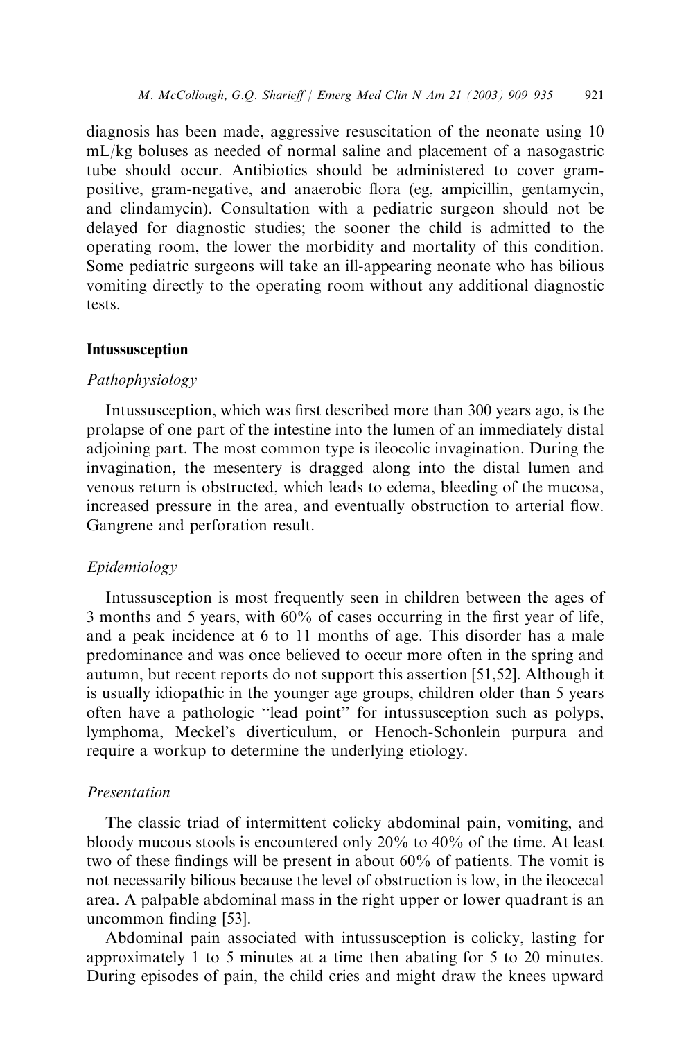diagnosis has been made, aggressive resuscitation of the neonate using 10 mL/kg boluses as needed of normal saline and placement of a nasogastric tube should occur. Antibiotics should be administered to cover gram-positive, gram-negative, and anaerobic flora (eg, ampicillin, gentamycin, and clindamycin). Consultation with a pediatric surgeon should not be delayed for diagnostic studies; the sooner the child is admitted to the operating room, the lower the morbidity and mortality of this condition. Some pediatric surgeons will take an ill-appearing neonate who has bilious vomiting directly to the operating room without any additional diagnostic tests.

## Intussusception

### *Pathophysiology*

Intussusception, which was first described more than 300 years ago, is the prolapse of one part of the intestine into the lumen of an immediately distal adjoining part. The most common type is ileocolic invagination. During the invagination, the mesentery is dragged along into the distal lumen and venous return is obstructed, which leads to edema, bleeding of the mucosa, increased pressure in the area, and eventually obstruction to arterial flow. Gangrene and perforation result.

### *Epidemiology*

Intussusception is most frequently seen in children between the ages of 3 months and 5 years, with 60% of cases occurring in the first year of life, and a peak incidence at 6 to 11 months of age. This disorder has a male predominance and was once believed to occur more often in the spring and autumn, but recent reports do not support this assertion [51,52]. Although it is usually idiopathic in the younger age groups, children older than 5 years often have a pathologic "lead point" for intussusception such as polyps, lymphoma, Meckel's diverticulum, or Henoch-Schonlein purpura and require a workup to determine the underlying etiology.

### *Presentation*

The classic triad of intermittent colicky abdominal pain, vomiting, and bloody mucous stools is encountered only 20% to 40% of the time. At least two of these findings will be present in about 60% of patients. The vomit is not necessarily bilious because the level of obstruction is low, in the ileocecal area. A palpable abdominal mass in the right upper or lower quadrant is an uncommon finding [53].

Abdominal pain associated with intussusception is colicky, lasting for approximately 1 to 5 minutes at a time then abating for 5 to 20 minutes. During episodes of pain, the child cries and might draw the knees upward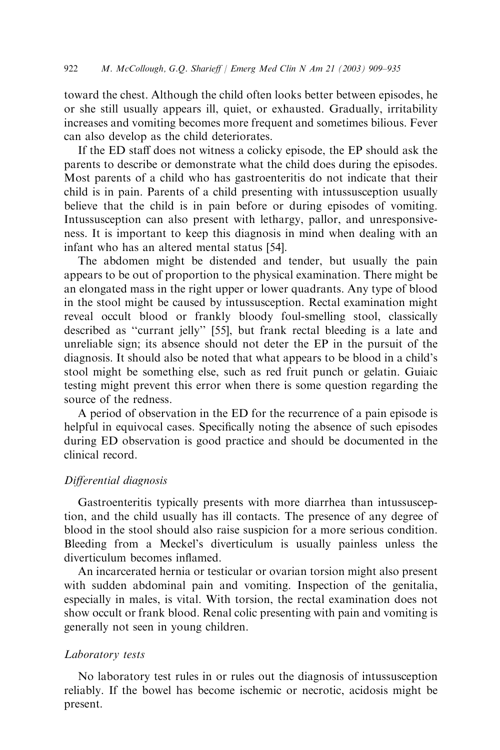toward the chest. Although the child often looks better between episodes, he or she still usually appears ill, quiet, or exhausted. Gradually, irritability increases and vomiting becomes more frequent and sometimes bilious. Fever can also develop as the child deteriorates.

If the ED staff does not witness a colicky episode, the EP should ask the parents to describe or demonstrate what the child does during the episodes. Most parents of a child who has gastroenteritis do not indicate that their child is in pain. Parents of a child presenting with intussusception usually believe that the child is in pain before or during episodes of vomiting. Intussusception can also present with lethargy, pallor, and unresponsiveness. It is important to keep this diagnosis in mind when dealing with an infant who has an altered mental status [54].

The abdomen might be distended and tender, but usually the pain appears to be out of proportion to the physical examination. There might be an elongated mass in the right upper or lower quadrants. Any type of blood in the stool might be caused by intussusception. Rectal examination might reveal occult blood or frankly bloody foul-smelling stool, classically described as "currant jelly" [55], but frank rectal bleeding is a late and unreliable sign; its absence should not deter the EP in the pursuit of the diagnosis. It should also be noted that what appears to be blood in a child's stool might be something else, such as red fruit punch or gelatin. Guiaic testing might prevent this error when there is some question regarding the source of the redness.

A period of observation in the ED for the recurrence of a pain episode is helpful in equivocal cases. Specifically noting the absence of such episodes during ED observation is good practice and should be documented in the clinical record.

### *Differential diagnosis*

Gastroenteritis typically presents with more diarrhea than intussusception, and the child usually has ill contacts. The presence of any degree of blood in the stool should also raise suspicion for a more serious condition. Bleeding from a Meckel's diverticulum is usually painless unless the diverticulum becomes inflamed.

An incarcerated hernia or testicular or ovarian torsion might also present with sudden abdominal pain and vomiting. Inspection of the genitalia, especially in males, is vital. With torsion, the rectal examination does not show occult or frank blood. Renal colic presenting with pain and vomiting is generally not seen in young children.

### *Laboratory tests*

No laboratory test rules in or rules out the diagnosis of intussusception reliably. If the bowel has become ischemic or necrotic, acidosis might be present.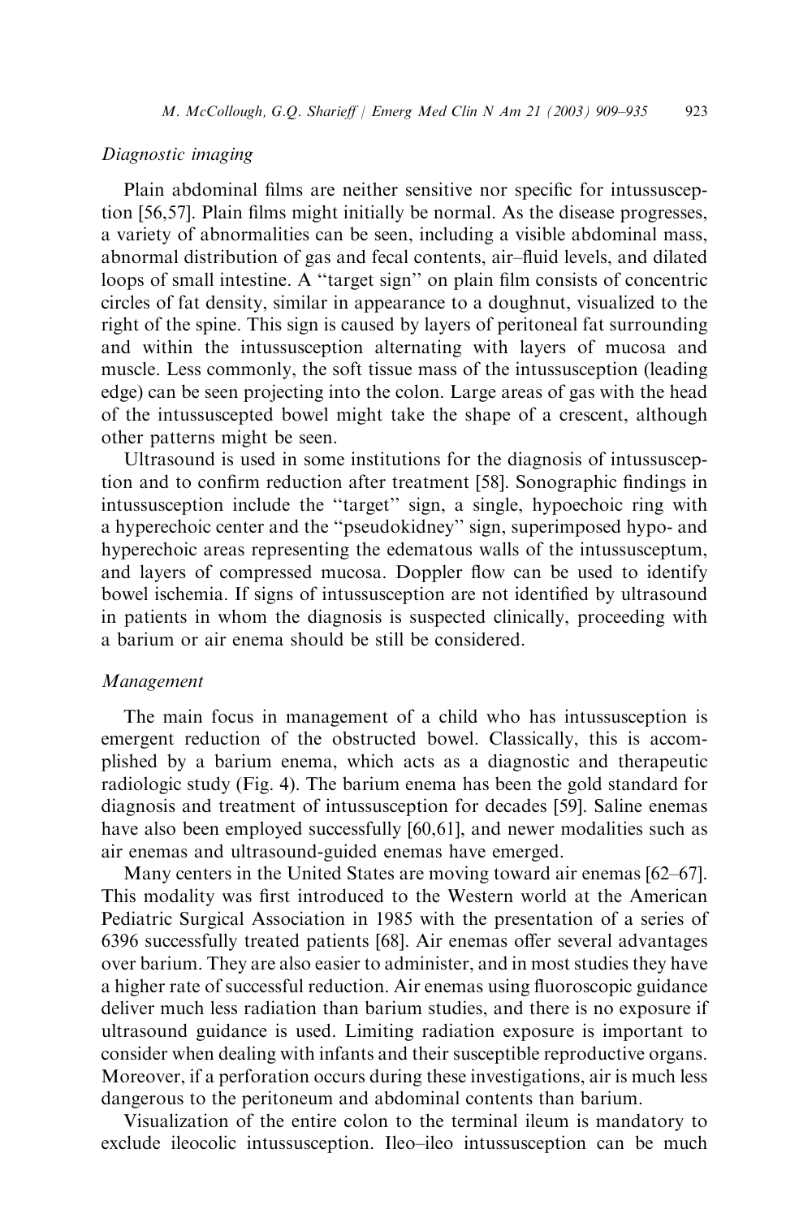### *Diagnostic imaging*

Plain abdominal films are neither sensitive nor specific for intussusception [56,57]. Plain films might initially be normal. As the disease progresses, a variety of abnormalities can be seen, including a visible abdominal mass, abnormal distribution of gas and fecal contents, air–fluid levels, and dilated loops of small intestine. A ''target sign'' on plain film consists of concentric circles of fat density, similar in appearance to a doughnut, visualized to the right of the spine. This sign is caused by layers of peritoneal fat surrounding and within the intussusception alternating with layers of mucosa and muscle. Less commonly, the soft tissue mass of the intussusception (leading edge) can be seen projecting into the colon. Large areas of gas with the head of the intussuscepted bowel might take the shape of a crescent, although other patterns might be seen.

Ultrasound is used in some institutions for the diagnosis of intussusception and to confirm reduction after treatment [58]. Sonographic findings in intussusception include the ''target'' sign, a single, hypoechoic ring with a hyperechoic center and the ''pseudokidney'' sign, superimposed hypo- and hyperechoic areas representing the edematous walls of the intussusceptum, and layers of compressed mucosa. Doppler flow can be used to identify bowel ischemia. If signs of intussusception are not identified by ultrasound in patients in whom the diagnosis is suspected clinically, proceeding with a barium or air enema should be still be considered.

### *Management*

The main focus in management of a child who has intussusception is emergent reduction of the obstructed bowel. Classically, this is accomplished by a barium enema, which acts as a diagnostic and therapeutic radiologic study (Fig. 4). The barium enema has been the gold standard for diagnosis and treatment of intussusception for decades [59]. Saline enemas have also been employed successfully [60,61], and newer modalities such as air enemas and ultrasound-guided enemas have emerged.

Many centers in the United States are moving toward air enemas [62–67]. This modality was first introduced to the Western world at the American Pediatric Surgical Association in 1985 with the presentation of a series of 6396 successfully treated patients [68]. Air enemas offer several advantages over barium. They are also easier to administer, and in most studies they have a higher rate of successful reduction. Air enemas using fluoroscopic guidance deliver much less radiation than barium studies, and there is no exposure if ultrasound guidance is used. Limiting radiation exposure is important to consider when dealing with infants and their susceptible reproductive organs. Moreover, if a perforation occurs during these investigations, air is much less dangerous to the peritoneum and abdominal contents than barium.

Visualization of the entire colon to the terminal ileum is mandatory to exclude ileocolic intussusception. Ileo–ileo intussusception can be much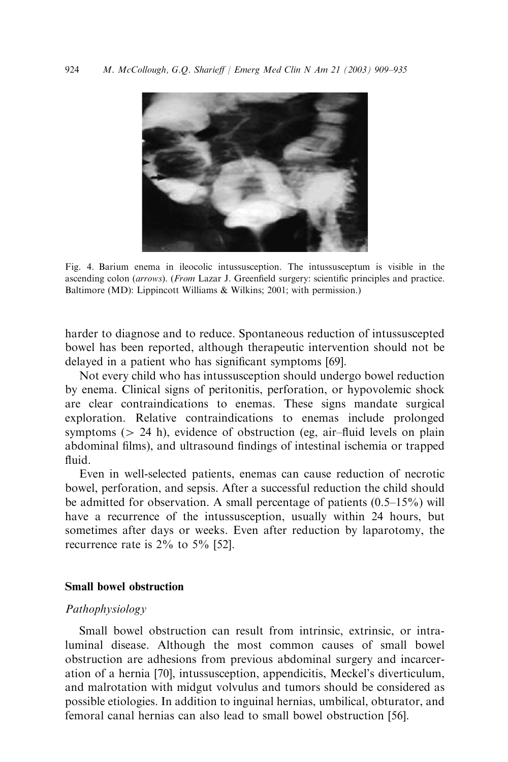Fig. 4. Barium enema in ileocolic intussusception. The intussusceptum is visible in the ascending colon (*arrows*). (*From* Lazar J. Greenfield surgery: scientific principles and practice. Baltimore (MD): Lippincott Williams & Wilkins; 2001; with permission.)

harder to diagnose and to reduce. Spontaneous reduction of intussuscepted bowel has been reported, although therapeutic intervention should not be delayed in a patient who has significant symptoms [69].

Not every child who has intussusception should undergo bowel reduction by enema. Clinical signs of peritonitis, perforation, or hypovolemic shock are clear contraindications to enemas. These signs mandate surgical exploration. Relative contraindications to enemas include prolonged symptoms (> 24 h), evidence of obstruction (eg, air–fluid levels on plain abdominal films), and ultrasound findings of intestinal ischemia or trapped fluid.

Even in well-selected patients, enemas can cause reduction of necrotic bowel, perforation, and sepsis. After a successful reduction the child should be admitted for observation. A small percentage of patients (0.5–15%) will have a recurrence of the intussusception, usually within 24 hours, but sometimes after days or weeks. Even after reduction by laparotomy, the recurrence rate is 2% to 5% [52].

## Small bowel obstruction

### *Pathophysiology*

Small bowel obstruction can result from intrinsic, extrinsic, or intraluminal disease. Although the most common causes of small bowel obstruction are adhesions from previous abdominal surgery and incarceration of a hernia [70], intussusception, appendicitis, Meckel's diverticulum, and malrotation with midgut volvulus and tumors should be considered as possible etiologies. In addition to inguinal hernias, umbilical, obturator, and femoral canal hernias can also lead to small bowel obstruction [56].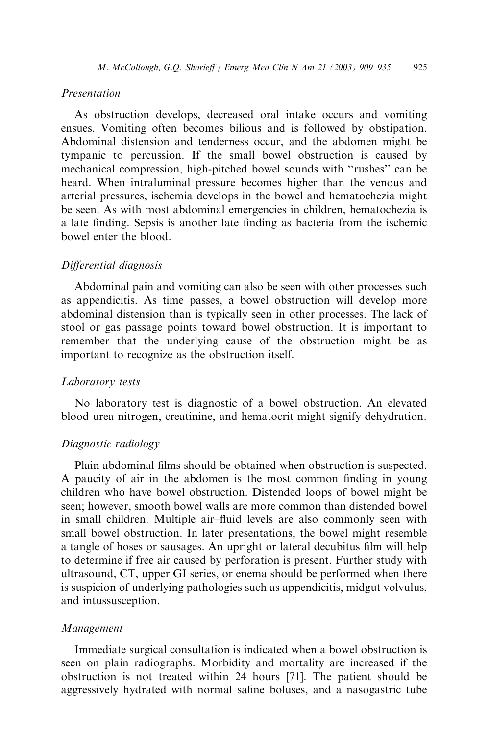*Presentation*

As obstruction develops, decreased oral intake occurs and vomiting ensues. Vomiting often becomes bilious and is followed by obstipation. Abdominal distension and tenderness occur, and the abdomen might be tympanic to percussion. If the small bowel obstruction is caused by mechanical compression, high-pitched bowel sounds with "rushes" can be heard. When intraluminal pressure becomes higher than the venous and arterial pressures, ischemia develops in the bowel and hematochezia might be seen. As with most abdominal emergencies in children, hematochezia is a late finding. Sepsis is another late finding as bacteria from the ischemic bowel enter the blood.

*Differential diagnosis*

Abdominal pain and vomiting can also be seen with other processes such as appendicitis. As time passes, a bowel obstruction will develop more abdominal distension than is typically seen in other processes. The lack of stool or gas passage points toward bowel obstruction. It is important to remember that the underlying cause of the obstruction might be as important to recognize as the obstruction itself.

*Laboratory tests*

No laboratory test is diagnostic of a bowel obstruction. An elevated blood urea nitrogen, creatinine, and hematocrit might signify dehydration.

*Diagnostic radiology*

Plain abdominal films should be obtained when obstruction is suspected. A paucity of air in the abdomen is the most common finding in young children who have bowel obstruction. Distended loops of bowel might be seen; however, smooth bowel walls are more common than distended bowel in small children. Multiple air–fluid levels are also commonly seen with small bowel obstruction. In later presentations, the bowel might resemble a tangle of hoses or sausages. An upright or lateral decubitus film will help to determine if free air caused by perforation is present. Further study with ultrasound, CT, upper GI series, or enema should be performed when there is suspicion of underlying pathologies such as appendicitis, midgut volvulus, and intussusception.

*Management*

Immediate surgical consultation is indicated when a bowel obstruction is seen on plain radiographs. Morbidity and mortality are increased if the obstruction is not treated within 24 hours [71]. The patient should be aggressively hydrated with normal saline boluses, and a nasogastric tube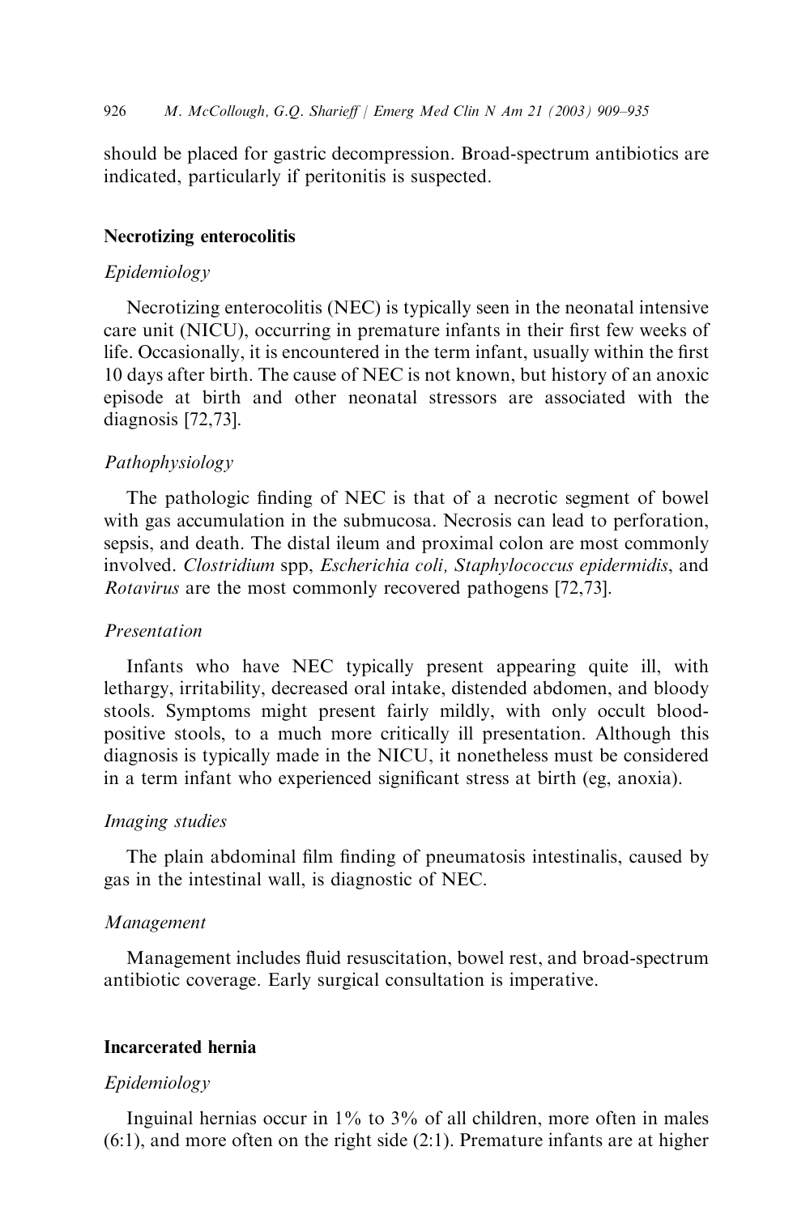should be placed for gastric decompression. Broad-spectrum antibiotics are indicated, particularly if peritonitis is suspected.

## Necrotizing enterocolitis

### *Epidemiology*

Necrotizing enterocolitis (NEC) is typically seen in the neonatal intensive care unit (NICU), occurring in premature infants in their first few weeks of life. Occasionally, it is encountered in the term infant, usually within the first 10 days after birth. The cause of NEC is not known, but history of an anoxic episode at birth and other neonatal stressors are associated with the diagnosis [72,73].

### *Pathophysiology*

The pathologic finding of NEC is that of a necrotic segment of bowel with gas accumulation in the submucosa. Necrosis can lead to perforation, sepsis, and death. The distal ileum and proximal colon are most commonly involved. *Clostridium* spp, *Escherichia coli, Staphylococcus epidermidis*, and *Rotavirus* are the most commonly recovered pathogens [72,73].

### *Presentation*

Infants who have NEC typically present appearing quite ill, with lethargy, irritability, decreased oral intake, distended abdomen, and bloody stools. Symptoms might present fairly mildly, with only occult blood-positive stools, to a much more critically ill presentation. Although this diagnosis is typically made in the NICU, it nonetheless must be considered in a term infant who experienced significant stress at birth (eg, anoxia).

### *Imaging studies*

The plain abdominal film finding of pneumatosis intestinalis, caused by gas in the intestinal wall, is diagnostic of NEC.

### *Management*

Management includes fluid resuscitation, bowel rest, and broad-spectrum antibiotic coverage. Early surgical consultation is imperative.

## Incarcerated hernia

### *Epidemiology*

Inguinal hernias occur in 1% to 3% of all children, more often in males (6:1), and more often on the right side (2:1). Premature infants are at higher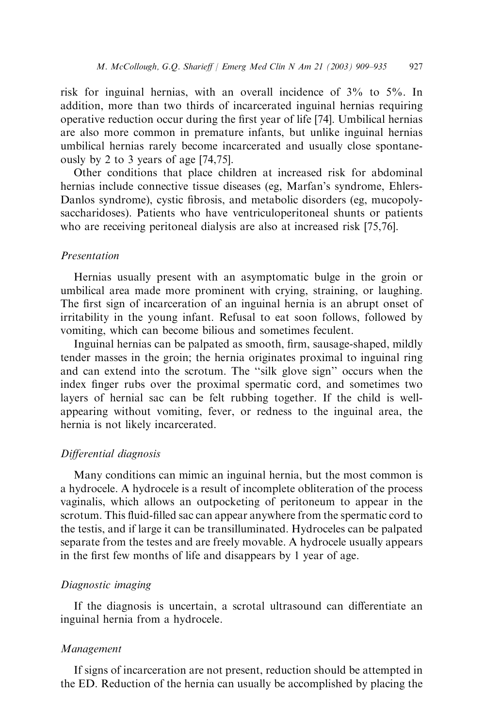risk for inguinal hernias, with an overall incidence of 3% to 5%. In addition, more than two thirds of incarcerated inguinal hernias requiring operative reduction occur during the first year of life [74]. Umbilical hernias are also more common in premature infants, but unlike inguinal hernias umbilical hernias rarely become incarcerated and usually close spontaneously by 2 to 3 years of age [74,75].

Other conditions that place children at increased risk for abdominal hernias include connective tissue diseases (eg, Marfan's syndrome, Ehlers-Danlos syndrome), cystic fibrosis, and metabolic disorders (eg, mucopolysaccharidoses). Patients who have ventriculoperitoneal shunts or patients who are receiving peritoneal dialysis are also at increased risk [75,76].

### *Presentation*

Hernias usually present with an asymptomatic bulge in the groin or umbilical area made more prominent with crying, straining, or laughing. The first sign of incarceration of an inguinal hernia is an abrupt onset of irritability in the young infant. Refusal to eat soon follows, followed by vomiting, which can become bilious and sometimes feculent.

Inguinal hernias can be palpated as smooth, firm, sausage-shaped, mildly tender masses in the groin; the hernia originates proximal to inguinal ring and can extend into the scrotum. The "silk glove sign" occurs when the index finger rubs over the proximal spermatic cord, and sometimes two layers of hernial sac can be felt rubbing together. If the child is well-appearing without vomiting, fever, or redness to the inguinal area, the hernia is not likely incarcerated.

### *Differential diagnosis*

Many conditions can mimic an inguinal hernia, but the most common is a hydrocele. A hydrocele is a result of incomplete obliteration of the process vaginalis, which allows an outpocketing of peritoneum to appear in the scrotum. This fluid-filled sac can appear anywhere from the spermatic cord to the testis, and if large it can be transilluminated. Hydroceles can be palpated separate from the testes and are freely movable. A hydrocele usually appears in the first few months of life and disappears by 1 year of age.

### *Diagnostic imaging*

If the diagnosis is uncertain, a scrotal ultrasound can differentiate an inguinal hernia from a hydrocele.

### *Management*

If signs of incarceration are not present, reduction should be attempted in the ED. Reduction of the hernia can usually be accomplished by placing the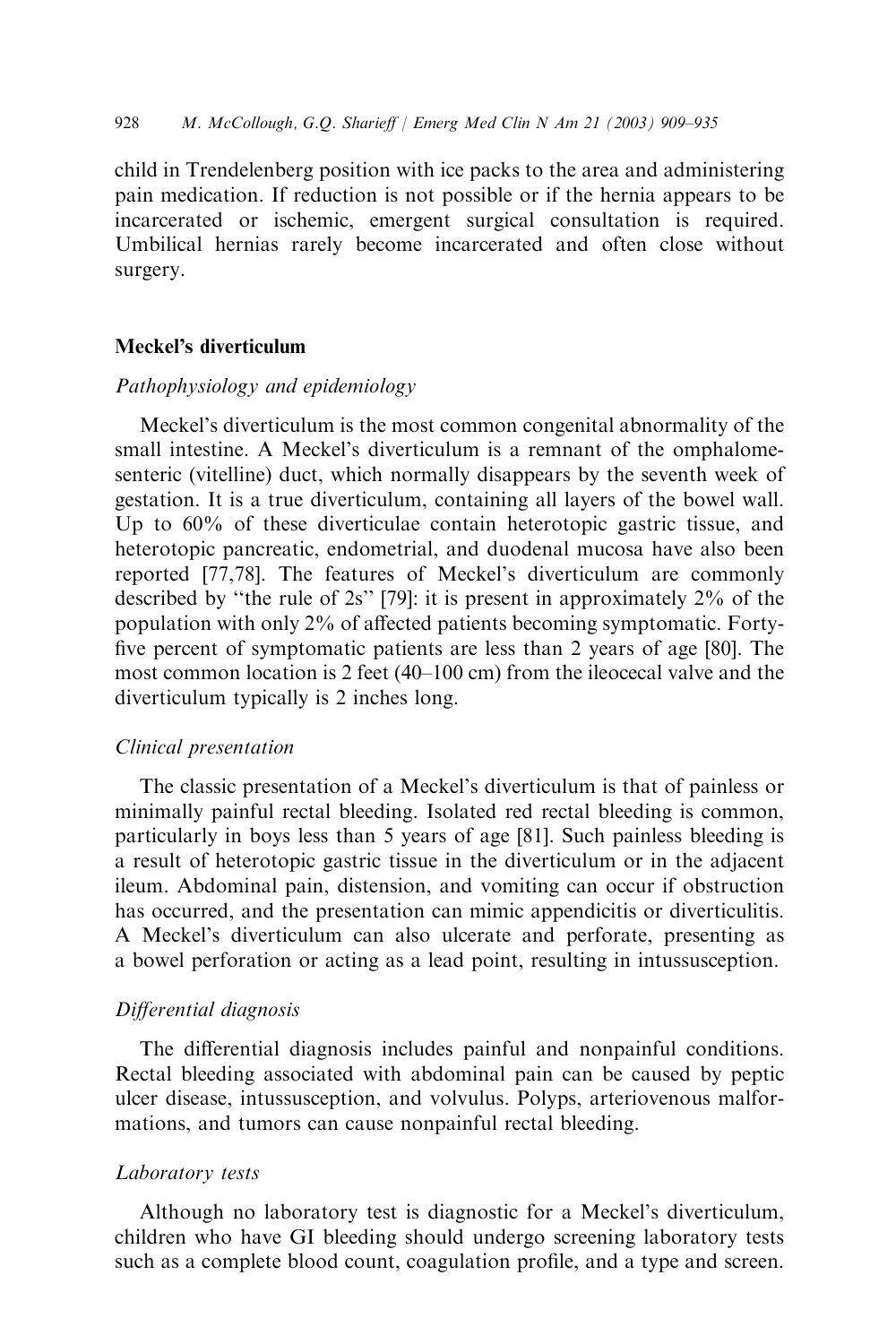child in Trendelenberg position with ice packs to the area and administering pain medication. If reduction is not possible or if the hernia appears to be incarcerated or ischemic, emergent surgical consultation is required. Umbilical hernias rarely become incarcerated and often close without surgery.

## Meckel's diverticulum

### *Pathophysiology and epidemiology*

Meckel's diverticulum is the most common congenital abnormality of the small intestine. A Meckel's diverticulum is a remnant of the omphalomesenteric (vitelline) duct, which normally disappears by the seventh week of gestation. It is a true diverticulum, containing all layers of the bowel wall. Up to 60% of these diverticulae contain heterotopic gastric tissue, and heterotopic pancreatic, endometrial, and duodenal mucosa have also been reported [77,78]. The features of Meckel's diverticulum are commonly described by "the rule of 2s" [79]: it is present in approximately 2% of the population with only 2% of affected patients becoming symptomatic. Forty-five percent of symptomatic patients are less than 2 years of age [80]. The most common location is 2 feet (40–100 cm) from the ileocecal valve and the diverticulum typically is 2 inches long.

### *Clinical presentation*

The classic presentation of a Meckel's diverticulum is that of painless or minimally painful rectal bleeding. Isolated red rectal bleeding is common, particularly in boys less than 5 years of age [81]. Such painless bleeding is a result of heterotopic gastric tissue in the diverticulum or in the adjacent ileum. Abdominal pain, distension, and vomiting can occur if obstruction has occurred, and the presentation can mimic appendicitis or diverticulitis. A Meckel's diverticulum can also ulcerate and perforate, presenting as a bowel perforation or acting as a lead point, resulting in intussusception.

### *Differential diagnosis*

The differential diagnosis includes painful and nonpainful conditions. Rectal bleeding associated with abdominal pain can be caused by peptic ulcer disease, intussusception, and volvulus. Polyps, arteriovenous malformations, and tumors can cause nonpainful rectal bleeding.

### *Laboratory tests*

Although no laboratory test is diagnostic for a Meckel's diverticulum, children who have GI bleeding should undergo screening laboratory tests such as a complete blood count, coagulation profile, and a type and screen.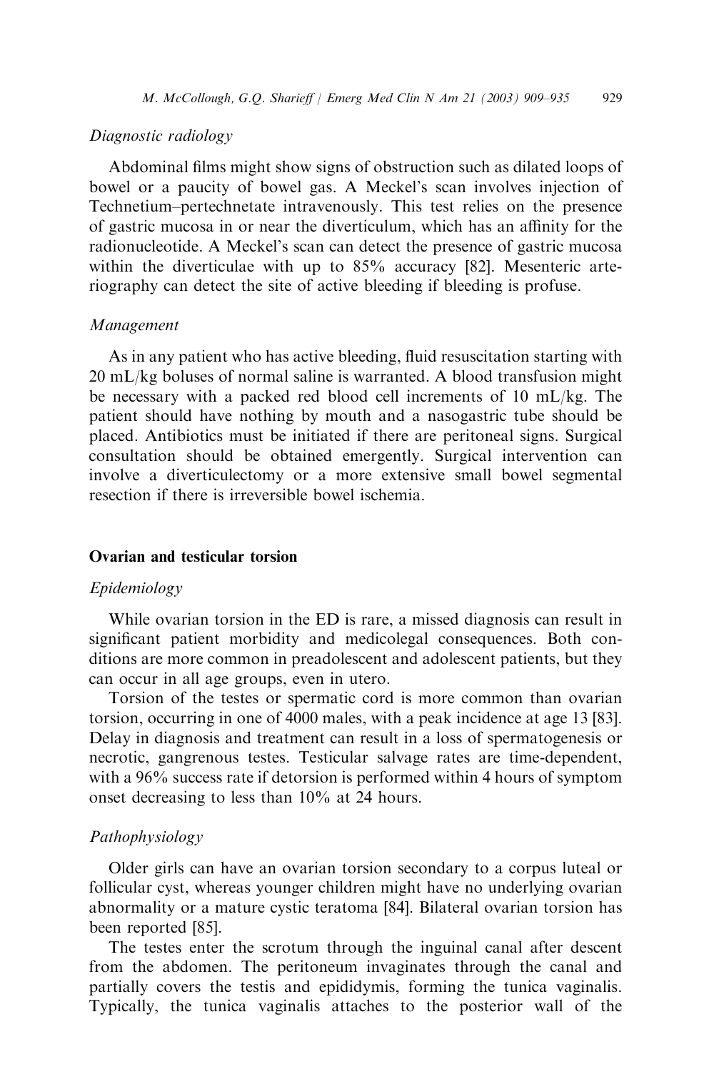### Diagnostic radiology

Abdominal films might show signs of obstruction such as dilated loops of bowel or a paucity of bowel gas. A Meckel's scan involves injection of Technetium–pertechnetate intravenously. This test relies on the presence of gastric mucosa in or near the diverticulum, which has an affinity for the radionucleotide. A Meckel's scan can detect the presence of gastric mucosa within the diverticulae with up to 85% accuracy [82]. Mesenteric arteriography can detect the site of active bleeding if bleeding is profuse.

### Management

As in any patient who has active bleeding, fluid resuscitation starting with 20 mL/kg boluses of normal saline is warranted. A blood transfusion might be necessary with a packed red blood cell increments of 10 mL/kg. The patient should have nothing by mouth and a nasogastric tube should be placed. Antibiotics must be initiated if there are peritoneal signs. Surgical consultation should be obtained emergently. Surgical intervention can involve a diverticulectomy or a more extensive small bowel segmental resection if there is irreversible bowel ischemia.

## Ovarian and testicular torsion

### Epidemiology

While ovarian torsion in the ED is rare, a missed diagnosis can result in significant patient morbidity and medicolegal consequences. Both conditions are more common in preadolescent and adolescent patients, but they can occur in all age groups, even in utero.

Torsion of the testes or spermatic cord is more common than ovarian torsion, occurring in one of 4000 males, with a peak incidence at age 13 [83]. Delay in diagnosis and treatment can result in a loss of spermatogenesis or necrotic, gangrenous testes. Testicular salvage rates are time-dependent, with a 96% success rate if detorsion is performed within 4 hours of symptom onset decreasing to less than 10% at 24 hours.

### Pathophysiology

Older girls can have an ovarian torsion secondary to a corpus luteal or follicular cyst, whereas younger children might have no underlying ovarian abnormality or a mature cystic teratoma [84]. Bilateral ovarian torsion has been reported [85].

The testes enter the scrotum through the inguinal canal after descent from the abdomen. The peritoneum invaginates through the canal and partially covers the testis and epididymis, forming the tunica vaginalis. Typically, the tunica vaginalis attaches to the posterior wall of the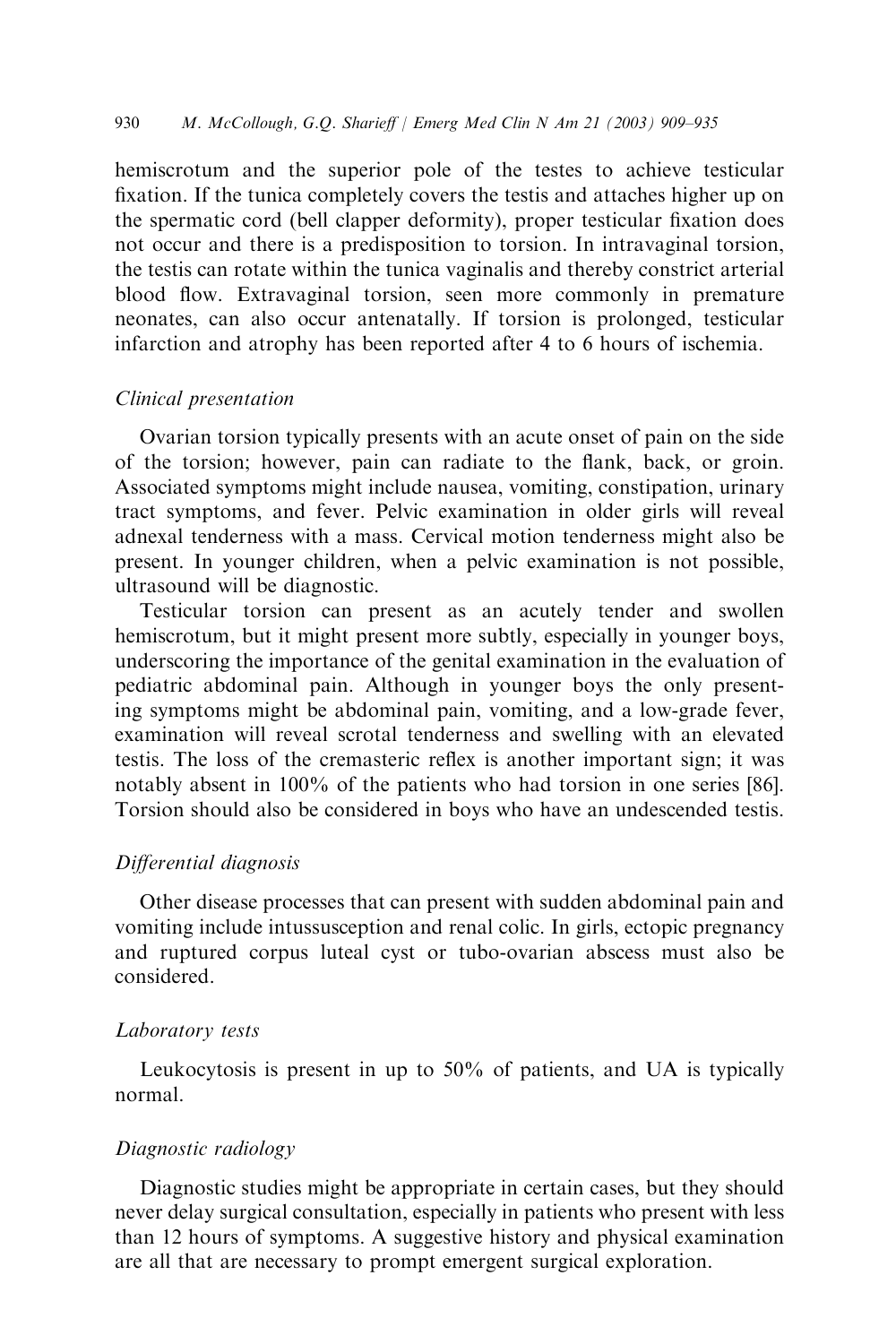hemiscrotum and the superior pole of the testes to achieve testicular fixation. If the tunica completely covers the testis and attaches higher up on the spermatic cord (bell clapper deformity), proper testicular fixation does not occur and there is a predisposition to torsion. In intravaginal torsion, the testis can rotate within the tunica vaginalis and thereby constrict arterial blood flow. Extravaginal torsion, seen more commonly in premature neonates, can also occur antenatally. If torsion is prolonged, testicular infarction and atrophy has been reported after 4 to 6 hours of ischemia.

### *Clinical presentation*

Ovarian torsion typically presents with an acute onset of pain on the side of the torsion; however, pain can radiate to the flank, back, or groin. Associated symptoms might include nausea, vomiting, constipation, urinary tract symptoms, and fever. Pelvic examination in older girls will reveal adnexal tenderness with a mass. Cervical motion tenderness might also be present. In younger children, when a pelvic examination is not possible, ultrasound will be diagnostic.

Testicular torsion can present as an acutely tender and swollen hemiscrotum, but it might present more subtly, especially in younger boys, underscoring the importance of the genital examination in the evaluation of pediatric abdominal pain. Although in younger boys the only presenting symptoms might be abdominal pain, vomiting, and a low-grade fever, examination will reveal scrotal tenderness and swelling with an elevated testis. The loss of the cremasteric reflex is another important sign; it was notably absent in 100% of the patients who had torsion in one series [86]. Torsion should also be considered in boys who have an undescended testis.

### *Differential diagnosis*

Other disease processes that can present with sudden abdominal pain and vomiting include intussusception and renal colic. In girls, ectopic pregnancy and ruptured corpus luteal cyst or tubo-ovarian abscess must also be considered.

### *Laboratory tests*

Leukocytosis is present in up to 50% of patients, and UA is typically normal.

### *Diagnostic radiology*

Diagnostic studies might be appropriate in certain cases, but they should never delay surgical consultation, especially in patients who present with less than 12 hours of symptoms. A suggestive history and physical examination are all that are necessary to prompt emergent surgical exploration.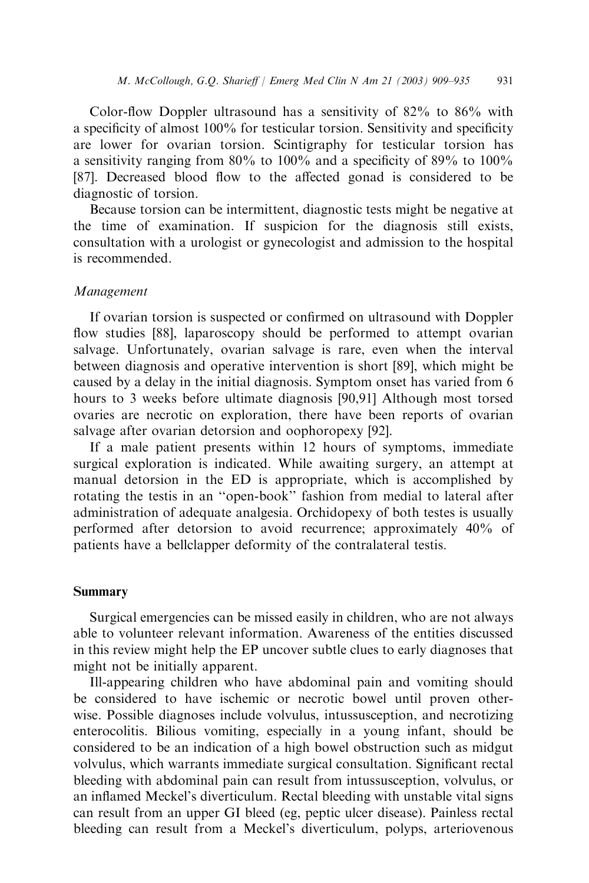Color-flow Doppler ultrasound has a sensitivity of 82% to 86% with a specificity of almost 100% for testicular torsion. Sensitivity and specificity are lower for ovarian torsion. Scintigraphy for testicular torsion has a sensitivity ranging from 80% to 100% and a specificity of 89% to 100% [87]. Decreased blood flow to the affected gonad is considered to be diagnostic of torsion.

Because torsion can be intermittent, diagnostic tests might be negative at the time of examination. If suspicion for the diagnosis still exists, consultation with a urologist or gynecologist and admission to the hospital is recommended.

*Management*

If ovarian torsion is suspected or confirmed on ultrasound with Doppler flow studies [88], laparoscopy should be performed to attempt ovarian salvage. Unfortunately, ovarian salvage is rare, even when the interval between diagnosis and operative intervention is short [89], which might be caused by a delay in the initial diagnosis. Symptom onset has varied from 6 hours to 3 weeks before ultimate diagnosis [90,91] Although most torsed ovaries are necrotic on exploration, there have been reports of ovarian salvage after ovarian detorsion and oophoropexy [92].

If a male patient presents within 12 hours of symptoms, immediate surgical exploration is indicated. While awaiting surgery, an attempt at manual detorsion in the ED is appropriate, which is accomplished by rotating the testis in an "open-book" fashion from medial to lateral after administration of adequate analgesia. Orchidopexy of both testes is usually performed after detorsion to avoid recurrence; approximately 40% of patients have a bellclapper deformity of the contralateral testis.

## Summary

Surgical emergencies can be missed easily in children, who are not always able to volunteer relevant information. Awareness of the entities discussed in this review might help the EP uncover subtle clues to early diagnoses that might not be initially apparent.

Ill-appearing children who have abdominal pain and vomiting should be considered to have ischemic or necrotic bowel until proven otherwise. Possible diagnoses include volvulus, intussusception, and necrotizing enterocolitis. Bilious vomiting, especially in a young infant, should be considered to be an indication of a high bowel obstruction such as midgut volvulus, which warrants immediate surgical consultation. Significant rectal bleeding with abdominal pain can result from intussusception, volvulus, or an inflamed Meckel's diverticulum. Rectal bleeding with unstable vital signs can result from an upper GI bleed (eg, peptic ulcer disease). Painless rectal bleeding can result from a Meckel's diverticulum, polyps, arteriovenous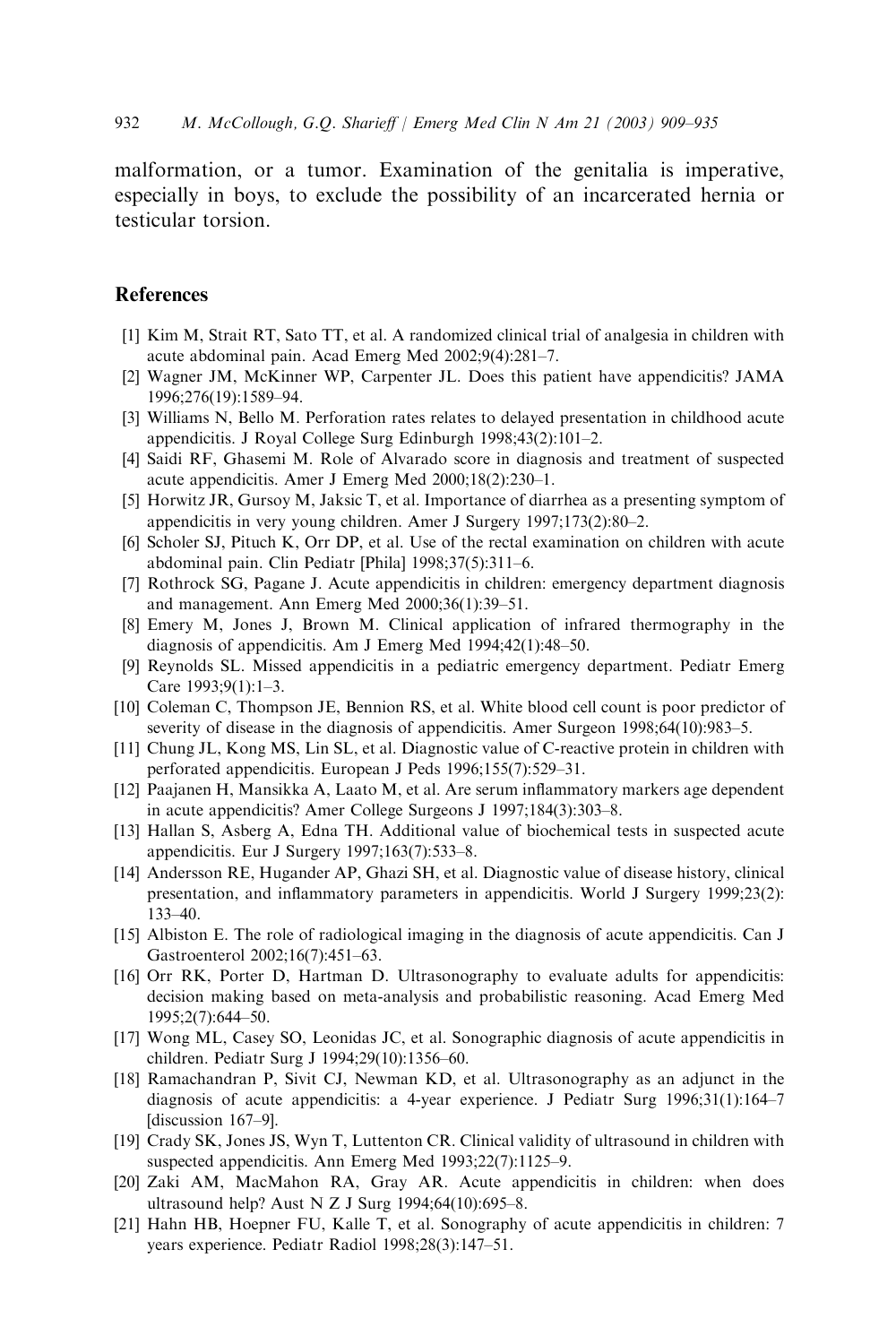malformation, or a tumor. Examination of the genitalia is imperative, especially in boys, to exclude the possibility of an incarcerated hernia or testicular torsion.

## References

[1] Kim M, Strait RT, Sato TT, et al. A randomized clinical trial of analgesia in children with acute abdominal pain. Acad Emerg Med 2002;9(4):281–7.

[2] Wagner JM, McKinner WP, Carpenter JL. Does this patient have appendicitis? JAMA 1996;276(19):1589–94.

[3] Williams N, Bello M. Perforation rates relates to delayed presentation in childhood acute appendicitis. J Royal College Surg Edinburgh 1998;43(2):101–2.

[4] Saidi RF, Ghasemi M. Role of Alvarado score in diagnosis and treatment of suspected acute appendicitis. Amer J Emerg Med 2000;18(2):230–1.

[5] Horwitz JR, Gursoy M, Jaksic T, et al. Importance of diarrhea as a presenting symptom of appendicitis in very young children. Amer J Surgery 1997;173(2):80–2.

[6] Scholer SJ, Pituch K, Orr DP, et al. Use of the rectal examination on children with acute abdominal pain. Clin Pediatr [Phila] 1998;37(5):311–6.

[7] Rothrock SG, Pagane J. Acute appendicitis in children: emergency department diagnosis and management. Ann Emerg Med 2000;36(1):39–51.

[8] Emery M, Jones J, Brown M. Clinical application of infrared thermography in the diagnosis of appendicitis. Am J Emerg Med 1994;42(1):48–50.

[9] Reynolds SL. Missed appendicitis in a pediatric emergency department. Pediatr Emerg Care 1993;9(1):1–3.

[10] Coleman C, Thompson JE, Bennion RS, et al. White blood cell count is poor predictor of severity of disease in the diagnosis of appendicitis. Amer Surgeon 1998;64(10):983–5.

[11] Chung JL, Kong MS, Lin SL, et al. Diagnostic value of C-reactive protein in children with perforated appendicitis. European J Peds 1996;155(7):529–31.

[12] Paajanen H, Mansikka A, Laato M, et al. Are serum inflammatory markers age dependent in acute appendicitis? Amer College Surgeons J 1997;184(3):303–8.

[13] Hallan S, Asberg A, Edna TH. Additional value of biochemical tests in suspected acute appendicitis. Eur J Surgery 1997;163(7):533–8.

[14] Andersson RE, Hugander AP, Ghazi SH, et al. Diagnostic value of disease history, clinical presentation, and inflammatory parameters in appendicitis. World J Surgery 1999;23(2): 133–40.

[15] Albiston E. The role of radiological imaging in the diagnosis of acute appendicitis. Can J Gastroenterol 2002;16(7):451–63.

[16] Orr RK, Porter D, Hartman D. Ultrasonography to evaluate adults for appendicitis: decision making based on meta-analysis and probabilistic reasoning. Acad Emerg Med 1995;2(7):644–50.

[17] Wong ML, Casey SO, Leonidas JC, et al. Sonographic diagnosis of acute appendicitis in children. Pediatr Surg J 1994;29(10):1356–60.

[18] Ramachandran P, Sivit CJ, Newman KD, et al. Ultrasonography as an adjunct in the diagnosis of acute appendicitis: a 4-year experience. J Pediatr Surg 1996;31(1):164–7 [discussion 167–9].

[19] Crady SK, Jones JS, Wyn T, Luttenton CR. Clinical validity of ultrasound in children with suspected appendicitis. Ann Emerg Med 1993;22(7):1125–9.

[20] Zaki AM, MacMahon RA, Gray AR. Acute appendicitis in children: when does ultrasound help? Aust N Z J Surg 1994;64(10):695–8.

[21] Hahn HB, Hoepner FU, Kalle T, et al. Sonography of acute appendicitis in children: 7 years experience. Pediatr Radiol 1998;28(3):147–51.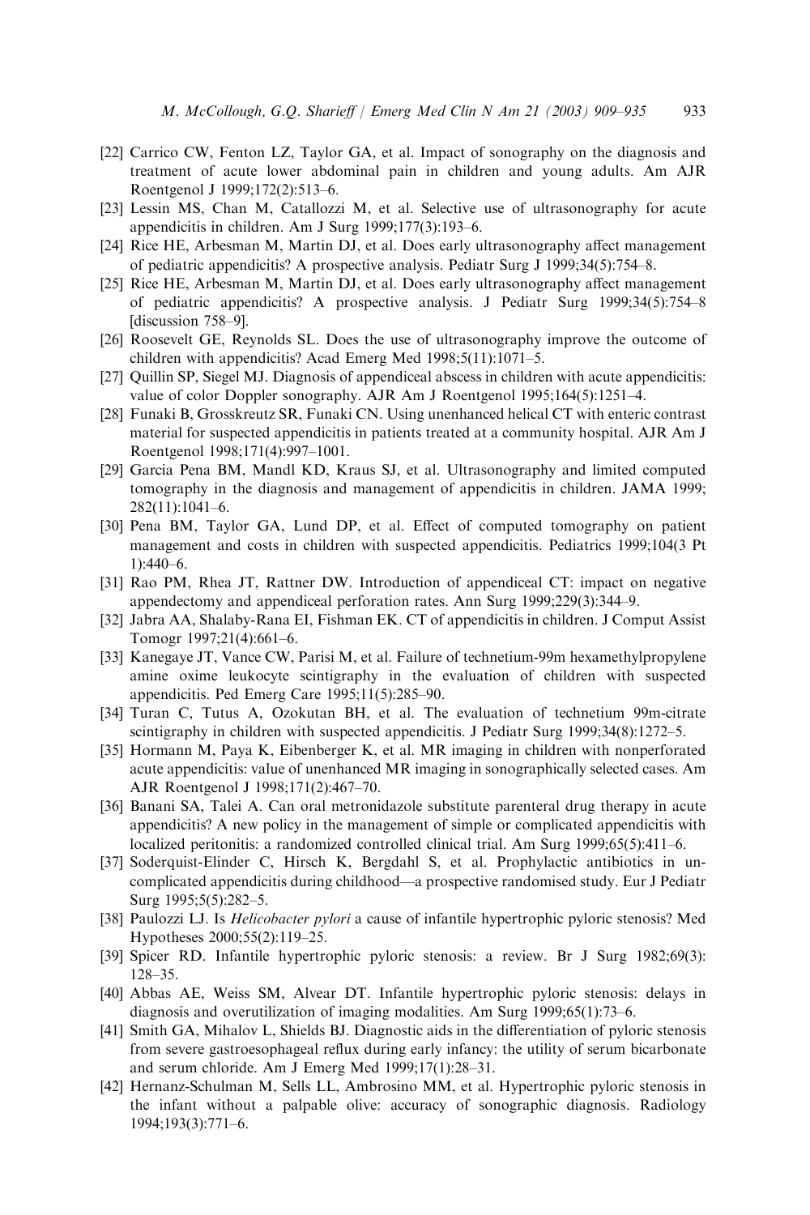[22] Carrico CW, Fenton LZ, Taylor GA, et al. Impact of sonography on the diagnosis and treatment of acute lower abdominal pain in children and young adults. Am AJR Roentgenol J 1999;172(2):513–6.

[23] Lessin MS, Chan M, Catallozzi M, et al. Selective use of ultrasonography for acute appendicitis in children. Am J Surg 1999;177(3):193–6.

[24] Rice HE, Arbesman M, Martin DJ, et al. Does early ultrasonography affect management of pediatric appendicitis? A prospective analysis. Pediatr Surg J 1999;34(5):754–8.

[25] Rice HE, Arbesman M, Martin DJ, et al. Does early ultrasonography affect management of pediatric appendicitis? A prospective analysis. J Pediatr Surg 1999;34(5):754–8 [discussion 758–9].

[26] Roosevelt GE, Reynolds SL. Does the use of ultrasonography improve the outcome of children with appendicitis? Acad Emerg Med 1998;5(11):1071–5.

[27] Quillin SP, Siegel MJ. Diagnosis of appendiceal abscess in children with acute appendicitis: value of color Doppler sonography. AJR Am J Roentgenol 1995;164(5):1251–4.

[28] Funaki B, Grosskreutz SR, Funaki CN. Using unenhanced helical CT with enteric contrast material for suspected appendicitis in patients treated at a community hospital. AJR Am J Roentgenol 1998;171(4):997–1001.

[29] Garcia Pena BM, Mandl KD, Kraus SJ, et al. Ultrasonography and limited computed tomography in the diagnosis and management of appendicitis in children. JAMA 1999; 282(11):1041–6.

[30] Pena BM, Taylor GA, Lund DP, et al. Effect of computed tomography on patient management and costs in children with suspected appendicitis. Pediatrics 1999;104(3 Pt 1):440–6.

[31] Rao PM, Rhea JT, Rattner DW. Introduction of appendiceal CT: impact on negative appendectomy and appendiceal perforation rates. Ann Surg 1999;229(3):344–9.

[32] Jabra AA, Shalaby-Rana EI, Fishman EK. CT of appendicitis in children. J Comput Assist Tomogr 1997;21(4):661–6.

[33] Kanegaye JT, Vance CW, Parisi M, et al. Failure of technetium-99m hexamethylpropylene amine oxime leukocyte scintigraphy in the evaluation of children with suspected appendicitis. Ped Emerg Care 1995;11(5):285–90.

[34] Turan C, Tutus A, Ozokutan BH, et al. The evaluation of technetium 99m-citrate scintigraphy in children with suspected appendicitis. J Pediatr Surg 1999;34(8):1272–5.

[35] Hormann M, Paya K, Eibenberger K, et al. MR imaging in children with nonperforated acute appendicitis: value of unenhanced MR imaging in sonographically selected cases. Am AJR Roentgenol J 1998;171(2):467–70.

[36] Banani SA, Talei A. Can oral metronidazole substitute parenteral drug therapy in acute appendicitis? A new policy in the management of simple or complicated appendicitis with localized peritonitis: a randomized controlled clinical trial. Am Surg 1999;65(5):411–6.

[37] Soderquist-Elinder C, Hirsch K, Bergdahl S, et al. Prophylactic antibiotics in uncomplicated appendicitis during childhood—a prospective randomised study. Eur J Pediatr Surg 1995;5(5):282–5.

[38] Paulozzi LJ. Is *Helicobacter pylori* a cause of infantile hypertrophic pyloric stenosis? Med Hypotheses 2000;55(2):119–25.

[39] Spicer RD. Infantile hypertrophic pyloric stenosis: a review. Br J Surg 1982;69(3): 128–35.

[40] Abbas AE, Weiss SM, Alvear DT. Infantile hypertrophic pyloric stenosis: delays in diagnosis and overutilization of imaging modalities. Am Surg 1999;65(1):73–6.

[41] Smith GA, Mihalov L, Shields BJ. Diagnostic aids in the differentiation of pyloric stenosis from severe gastroesophageal reflux during early infancy: the utility of serum bicarbonate and serum chloride. Am J Emerg Med 1999;17(1):28–31.

[42] Hernanz-Schulman M, Sells LL, Ambrosino MM, et al. Hypertrophic pyloric stenosis in the infant without a palpable olive: accuracy of sonographic diagnosis. Radiology 1994;193(3):771–6.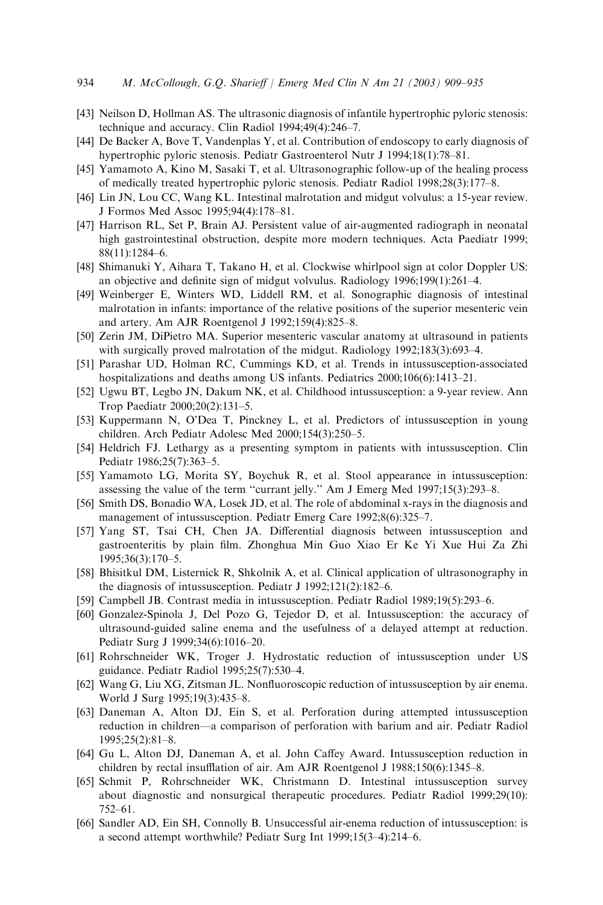[43] Neilson D, Hollman AS. The ultrasonic diagnosis of infantile hypertrophic pyloric stenosis: technique and accuracy. Clin Radiol 1994;49(4):246–7.

[44] De Backer A, Bove T, Vandenplas Y, et al. Contribution of endoscopy to early diagnosis of hypertrophic pyloric stenosis. Pediatr Gastroenterol Nutr J 1994;18(1):78–81.

[45] Yamamoto A, Kino M, Sasaki T, et al. Ultrasonographic follow-up of the healing process of medically treated hypertrophic pyloric stenosis. Pediatr Radiol 1998;28(3):177–8.

[46] Lin JN, Lou CC, Wang KL. Intestinal malrotation and midgut volvulus: a 15-year review. J Formos Med Assoc 1995;94(4):178–81.

[47] Harrison RL, Set P, Brain AJ. Persistent value of air-augmented radiograph in neonatal high gastrointestinal obstruction, despite more modern techniques. Acta Paediatr 1999; 88(11):1284–6.

[48] Shimanuki Y, Aihara T, Takano H, et al. Clockwise whirlpool sign at color Doppler US: an objective and definite sign of midgut volvulus. Radiology 1996;199(1):261–4.

[49] Weinberger E, Winters WD, Liddell RM, et al. Sonographic diagnosis of intestinal malrotation in infants: importance of the relative positions of the superior mesenteric vein and artery. Am AJR Roentgenol J 1992;159(4):825–8.

[50] Zerin JM, DiPietro MA. Superior mesenteric vascular anatomy at ultrasound in patients with surgically proved malrotation of the midgut. Radiology 1992;183(3):693–4.

[51] Parashar UD, Holman RC, Cummings KD, et al. Trends in intussusception-associated hospitalizations and deaths among US infants. Pediatrics 2000;106(6):1413–21.

[52] Ugwu BT, Legbo JN, Dakum NK, et al. Childhood intussusception: a 9-year review. Ann Trop Paediatr 2000;20(2):131–5.

[53] Kuppermann N, O'Dea T, Pinckney L, et al. Predictors of intussusception in young children. Arch Pediatr Adolesc Med 2000;154(3):250–5.

[54] Heldrich FJ. Lethargy as a presenting symptom in patients with intussusception. Clin Pediatr 1986;25(7):363–5.

[55] Yamamoto LG, Morita SY, Boychuk R, et al. Stool appearance in intussusception: assessing the value of the term ''currant jelly.'' Am J Emerg Med 1997;15(3):293–8.

[56] Smith DS, Bonadio WA, Losek JD, et al. The role of abdominal x-rays in the diagnosis and management of intussusception. Pediatr Emerg Care 1992;8(6):325–7.

[57] Yang ST, Tsai CH, Chen JA. Differential diagnosis between intussusception and gastroenteritis by plain film. Zhonghua Min Guo Xiao Er Ke Yi Xue Hui Za Zhi 1995;36(3):170–5.

[58] Bhisitkul DM, Listernick R, Shkolnik A, et al. Clinical application of ultrasonography in the diagnosis of intussusception. Pediatr J 1992;121(2):182–6.

[59] Campbell JB. Contrast media in intussusception. Pediatr Radiol 1989;19(5):293–6.

[60] Gonzalez-Spinola J, Del Pozo G, Tejedor D, et al. Intussusception: the accuracy of ultrasound-guided saline enema and the usefulness of a delayed attempt at reduction. Pediatr Surg J 1999;34(6):1016–20.

[61] Rohrschneider WK, Troger J. Hydrostatic reduction of intussusception under US guidance. Pediatr Radiol 1995;25(7):530–4.

[62] Wang G, Liu XG, Zitsman JL. Nonfluoroscopic reduction of intussusception by air enema. World J Surg 1995;19(3):435–8.

[63] Daneman A, Alton DJ, Ein S, et al. Perforation during attempted intussusception reduction in children—a comparison of perforation with barium and air. Pediatr Radiol 1995;25(2):81–8.

[64] Gu L, Alton DJ, Daneman A, et al. John Caffey Award. Intussusception reduction in children by rectal insufflation of air. Am AJR Roentgenol J 1988;150(6):1345–8.

[65] Schmit P, Rohrschneider WK, Christmann D. Intestinal intussusception survey about diagnostic and nonsurgical therapeutic procedures. Pediatr Radiol 1999;29(10): 752–61.

[66] Sandler AD, Ein SH, Connolly B. Unsuccessful air-enema reduction of intussusception: is a second attempt worthwhile? Pediatr Surg Int 1999;15(3–4):214–6.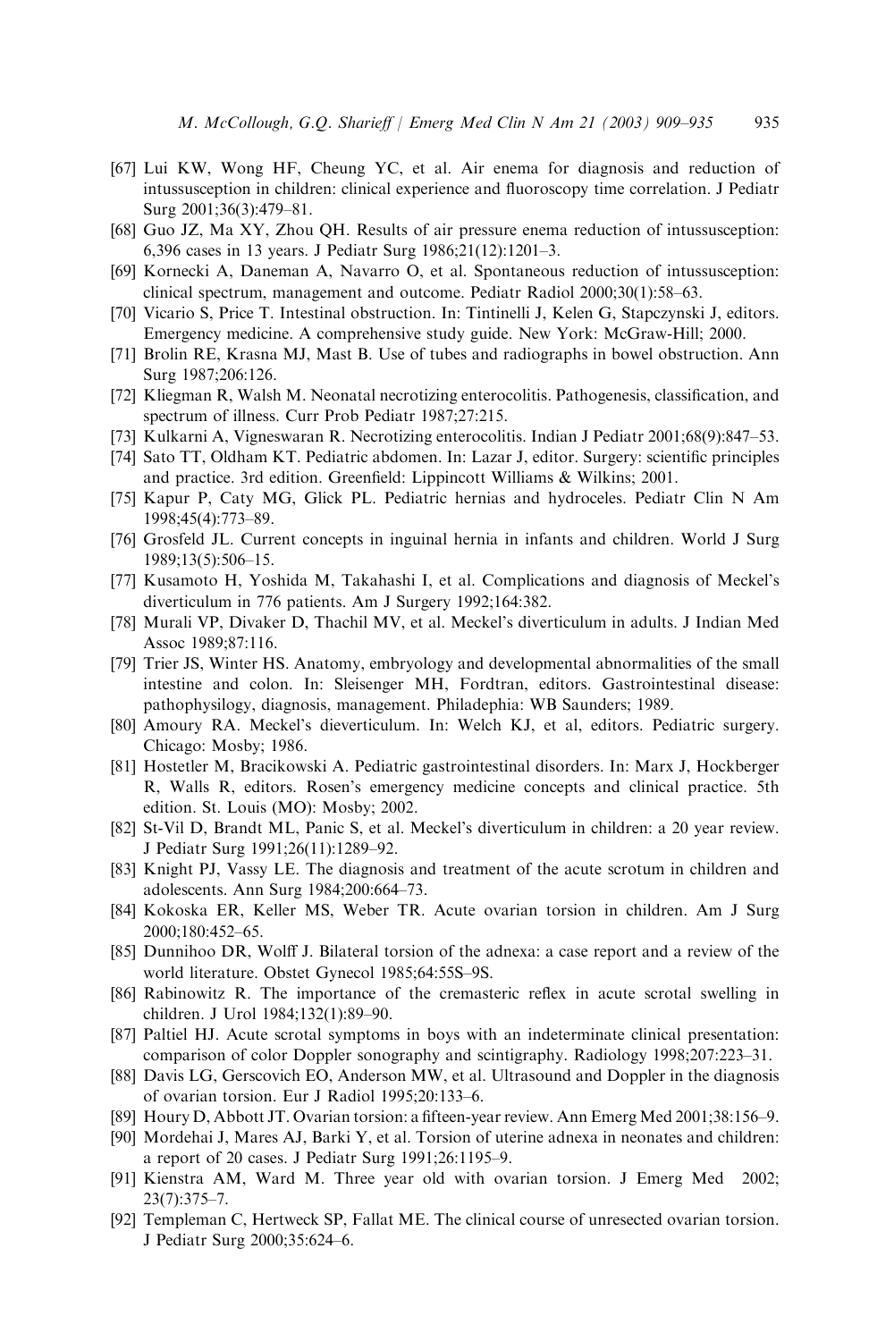[67] Lui KW, Wong HF, Cheung YC, et al. Air enema for diagnosis and reduction of intussusception in children: clinical experience and fluoroscopy time correlation. J Pediatr Surg 2001;36(3):479–81.

[68] Guo JZ, Ma XY, Zhou QH. Results of air pressure enema reduction of intussusception: 6,396 cases in 13 years. J Pediatr Surg 1986;21(12):1201–3.

[69] Kornecki A, Daneman A, Navarro O, et al. Spontaneous reduction of intussusception: clinical spectrum, management and outcome. Pediatr Radiol 2000;30(1):58–63.

[70] Vicario S, Price T. Intestinal obstruction. In: Tintinelli J, Kelen G, Stapczynski J, editors. Emergency medicine. A comprehensive study guide. New York: McGraw-Hill; 2000.

[71] Brolin RE, Krasna MJ, Mast B. Use of tubes and radiographs in bowel obstruction. Ann Surg 1987;206:126.

[72] Kliegman R, Walsh M. Neonatal necrotizing enterocolitis. Pathogenesis, classification, and spectrum of illness. Curr Prob Pediatr 1987;27:215.

[73] Kulkarni A, Vigneswaran R. Necrotizing enterocolitis. Indian J Pediatr 2001;68(9):847–53.

[74] Sato TT, Oldham KT. Pediatric abdomen. In: Lazar J, editor. Surgery: scientific principles and practice. 3rd edition. Greenfield: Lippincott Williams & Wilkins; 2001.

[75] Kapur P, Caty MG, Glick PL. Pediatric hernias and hydroceles. Pediatr Clin N Am 1998;45(4):773–89.

[76] Grosfeld JL. Current concepts in inguinal hernia in infants and children. World J Surg 1989;13(5):506–15.

[77] Kusamoto H, Yoshida M, Takahashi I, et al. Complications and diagnosis of Meckel's diverticulum in 776 patients. Am J Surgery 1992;164:382.

[78] Murali VP, Divaker D, Thachil MV, et al. Meckel's diverticulum in adults. J Indian Med Assoc 1989;87:116.

[79] Trier JS, Winter HS. Anatomy, embryology and developmental abnormalities of the small intestine and colon. In: Sleisenger MH, Fordtran, editors. Gastrointestinal disease: pathophysilogy, diagnosis, management. Philadephia: WB Saunders; 1989.

[80] Amoury RA. Meckel's dieverticulum. In: Welch KJ, et al, editors. Pediatric surgery. Chicago: Mosby; 1986.

[81] Hostetler M, Bracikowski A. Pediatric gastrointestinal disorders. In: Marx J, Hockberger R, Walls R, editors. Rosen's emergency medicine concepts and clinical practice. 5th edition. St. Louis (MO): Mosby; 2002.

[82] St-Vil D, Brandt ML, Panic S, et al. Meckel's diverticulum in children: a 20 year review. J Pediatr Surg 1991;26(11):1289–92.

[83] Knight PJ, Vassy LE. The diagnosis and treatment of the acute scrotum in children and adolescents. Ann Surg 1984;200:664–73.

[84] Kokoska ER, Keller MS, Weber TR. Acute ovarian torsion in children. Am J Surg 2000;180:452–65.

[85] Dunnihoo DR, Wolff J. Bilateral torsion of the adnexa: a case report and a review of the world literature. Obstet Gynecol 1985;64:55S–9S.

[86] Rabinowitz R. The importance of the cremasteric reflex in acute scrotal swelling in children. J Urol 1984;132(1):89–90.

[87] Paltiel HJ. Acute scrotal symptoms in boys with an indeterminate clinical presentation: comparison of color Doppler sonography and scintigraphy. Radiology 1998;207:223–31.

[88] Davis LG, Gerscovich EO, Anderson MW, et al. Ultrasound and Doppler in the diagnosis of ovarian torsion. Eur J Radiol 1995;20:133–6.

[89] Houry D, Abbott JT. Ovarian torsion: a fifteen-year review. Ann Emerg Med 2001;38:156–9.

[90] Mordehai J, Mares AJ, Barki Y, et al. Torsion of uterine adnexa in neonates and children: a report of 20 cases. J Pediatr Surg 1991;26:1195–9.

[91] Kienstra AM, Ward M. Three year old with ovarian torsion. J Emerg Med 2002; 23(7):375–7.

[92] Templeman C, Hertweck SP, Fallat ME. The clinical course of unresected ovarian torsion. J Pediatr Surg 2000;35:624–6.